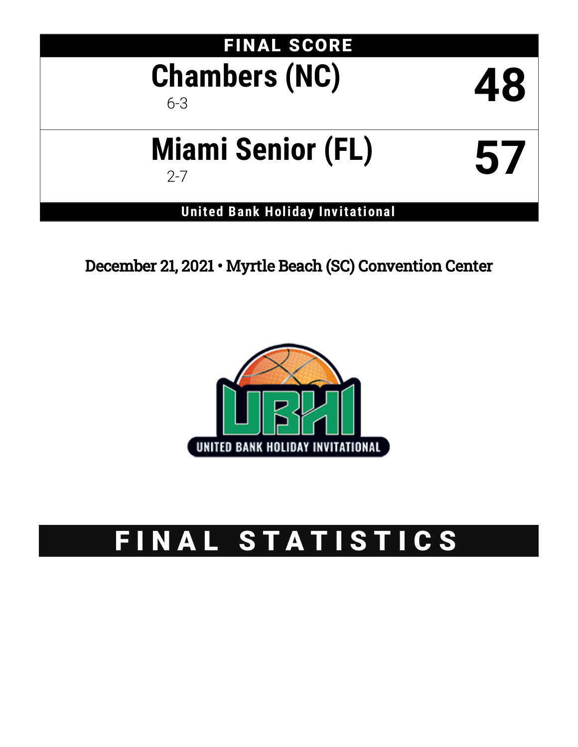## FINAL SCORE

| Team | Score |
| --- | --- |
| **Chambers (NC)** 6-3 | **48** |
| **Miami Senior (FL)** 2-7 | **57** |

**United Bank Holiday Invitational**

December 21, 2021 • Myrtle Beach (SC) Convention Center

# FINAL STATISTICS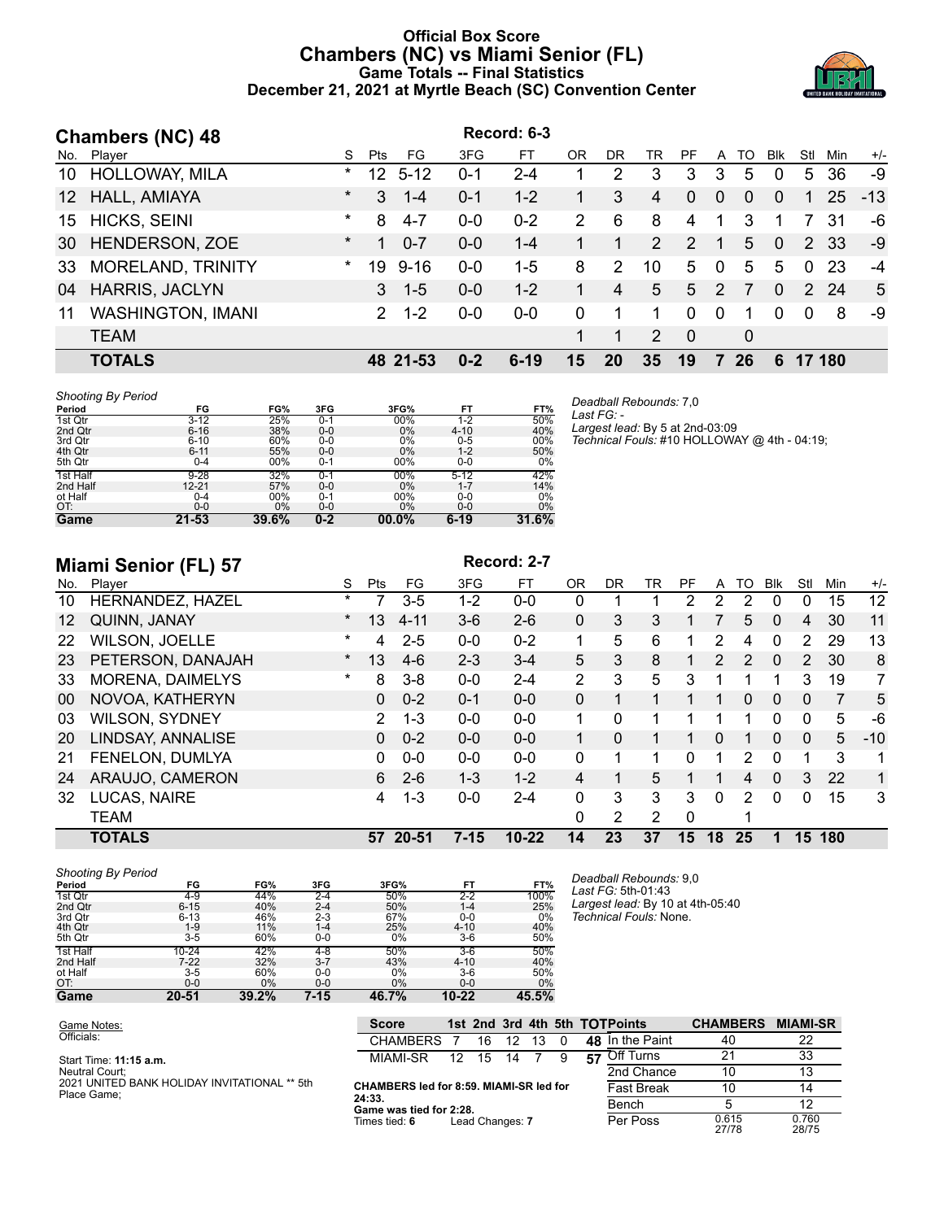# Official Box Score
## Chambers (NC) vs Miami Senior (FL)
### Game Totals -- Final Statistics
### December 21, 2021 at Myrtle Beach (SC) Convention Center

## Chambers (NC) 48

Record: 6-3

| No. | Player | S | Pts | FG | 3FG | FT | OR | DR | TR | PF | A | TO | Blk | Stl | Min | +/- |
|---|---|---|---|---|---|---|---|---|---|---|---|---|---|---|---|---|
| 10 | HOLLOWAY, MILA | * | 12 | 5-12 | 0-1 | 2-4 | 1 | 2 | 3 | 3 | 3 | 5 | 0 | 5 | 36 | -9 |
| 12 | HALL, AMIAYA | * | 3 | 1-4 | 0-1 | 1-2 | 1 | 3 | 4 | 0 | 0 | 0 | 0 | 1 | 25 | -13 |
| 15 | HICKS, SEINI | * | 8 | 4-7 | 0-0 | 0-2 | 2 | 6 | 8 | 4 | 1 | 3 | 1 | 7 | 31 | -6 |
| 30 | HENDERSON, ZOE | * | 1 | 0-7 | 0-0 | 1-4 | 1 | 1 | 2 | 2 | 1 | 5 | 0 | 2 | 33 | -9 |
| 33 | MORELAND, TRINITY | * | 19 | 9-16 | 0-0 | 1-5 | 8 | 2 | 10 | 5 | 0 | 5 | 5 | 0 | 23 | -4 |
| 04 | HARRIS, JACLYN | | 3 | 1-5 | 0-0 | 1-2 | 1 | 4 | 5 | 5 | 2 | 7 | 0 | 2 | 24 | 5 |
| 11 | WASHINGTON, IMANI | | 2 | 1-2 | 0-0 | 0-0 | 0 | 1 | 1 | 0 | 0 | 1 | 0 | 0 | 8 | -9 |
| | TEAM | | | | | | 1 | 1 | 2 | 0 | | 0 | | | | |
| | **TOTALS** | | **48** | **21-53** | **0-2** | **6-19** | **15** | **20** | **35** | **19** | **7** | **26** | **6** | **17** | **180** | |

*Shooting By Period*

| Period | FG | FG% | 3FG | 3FG% | FT | FT% |
|---|---|---|---|---|---|---|
| 1st Qtr | 3-12 | 25% | 0-1 | 00% | 1-2 | 50% |
| 2nd Qtr | 6-16 | 38% | 0-0 | 0% | 4-10 | 40% |
| 3rd Qtr | 6-10 | 60% | 0-0 | 0% | 0-5 | 00% |
| 4th Qtr | 6-11 | 55% | 0-0 | 0% | 1-2 | 50% |
| 5th Qtr | 0-4 | 00% | 0-1 | 00% | 0-0 | 0% |
| 1st Half | 9-28 | 32% | 0-1 | 00% | 5-12 | 42% |
| 2nd Half | 12-21 | 57% | 0-0 | 0% | 1-7 | 14% |
| ot Half | 0-4 | 00% | 0-1 | 00% | 0-0 | 0% |
| OT: | 0-0 | 0% | 0-0 | 0% | 0-0 | 0% |
| **Game** | **21-53** | **39.6%** | **0-2** | **00.0%** | **6-19** | **31.6%** |

*Deadball Rebounds:* 7,0
*Last FG:* -
*Largest lead:* By 5 at 2nd-03:09
*Technical Fouls:* #10 HOLLOWAY @ 4th - 04:19;

## Miami Senior (FL) 57

Record: 2-7

| No. | Player | S | Pts | FG | 3FG | FT | OR | DR | TR | PF | A | TO | Blk | Stl | Min | +/- |
|---|---|---|---|---|---|---|---|---|---|---|---|---|---|---|---|---|
| 10 | HERNANDEZ, HAZEL | * | 7 | 3-5 | 1-2 | 0-0 | 0 | 1 | 1 | 2 | 2 | 2 | 0 | 0 | 15 | 12 |
| 12 | QUINN, JANAY | * | 13 | 4-11 | 3-6 | 2-6 | 0 | 3 | 3 | 1 | 7 | 5 | 0 | 4 | 30 | 11 |
| 22 | WILSON, JOELLE | * | 4 | 2-5 | 0-0 | 0-2 | 1 | 5 | 6 | 1 | 2 | 4 | 0 | 2 | 29 | 13 |
| 23 | PETERSON, DANAJAH | * | 13 | 4-6 | 2-3 | 3-4 | 5 | 3 | 8 | 1 | 2 | 2 | 0 | 2 | 30 | 8 |
| 33 | MORENA, DAIMELYS | * | 8 | 3-8 | 0-0 | 2-4 | 2 | 3 | 5 | 3 | 1 | 1 | 1 | 3 | 19 | 7 |
| 00 | NOVOA, KATHERYN | | 0 | 0-2 | 0-1 | 0-0 | 0 | 1 | 1 | 1 | 1 | 0 | 0 | 0 | 7 | 5 |
| 03 | WILSON, SYDNEY | | 2 | 1-3 | 0-0 | 0-0 | 1 | 0 | 1 | 1 | 1 | 1 | 0 | 0 | 5 | -6 |
| 20 | LINDSAY, ANNALISE | | 0 | 0-2 | 0-0 | 0-0 | 1 | 0 | 1 | 1 | 0 | 1 | 0 | 0 | 5 | -10 |
| 21 | FENELON, DUMLYA | | 0 | 0-0 | 0-0 | 0-0 | 0 | 1 | 1 | 0 | 1 | 2 | 0 | 1 | 3 | 1 |
| 24 | ARAUJO, CAMERON | | 6 | 2-6 | 1-3 | 1-2 | 4 | 1 | 5 | 1 | 1 | 4 | 0 | 3 | 22 | 1 |
| 32 | LUCAS, NAIRE | | 4 | 1-3 | 0-0 | 2-4 | 0 | 3 | 3 | 3 | 0 | 2 | 0 | 0 | 15 | 3 |
| | TEAM | | | | | | 0 | 2 | 2 | 0 | | 1 | | | | |
| | **TOTALS** | | **57** | **20-51** | **7-15** | **10-22** | **14** | **23** | **37** | **15** | **18** | **25** | **1** | **15** | **180** | |

*Shooting By Period*

| Period | FG | FG% | 3FG | 3FG% | FT | FT% |
|---|---|---|---|---|---|---|
| 1st Qtr | 4-9 | 44% | 2-4 | 50% | 2-2 | 100% |
| 2nd Qtr | 6-15 | 40% | 2-4 | 50% | 1-4 | 25% |
| 3rd Qtr | 6-13 | 46% | 2-3 | 67% | 0-0 | 0% |
| 4th Qtr | 1-9 | 11% | 1-4 | 25% | 4-10 | 40% |
| 5th Qtr | 3-5 | 60% | 0-0 | 0% | 3-6 | 50% |
| 1st Half | 10-24 | 42% | 4-8 | 50% | 3-6 | 50% |
| 2nd Half | 7-22 | 32% | 3-7 | 43% | 4-10 | 40% |
| ot Half | 3-5 | 60% | 0-0 | 0% | 3-6 | 50% |
| OT: | 0-0 | 0% | 0-0 | 0% | 0-0 | 0% |
| **Game** | **20-51** | **39.2%** | **7-15** | **46.7%** | **10-22** | **45.5%** |

*Deadball Rebounds:* 9,0
*Last FG:* 5th-01:43
*Largest lead:* By 10 at 4th-05:40
*Technical Fouls:* None.

Game Notes:
Officials:

Start Time: **11:15 a.m.**
Neutral Court;
2021 UNITED BANK HOLIDAY INVITATIONAL ** 5th Place Game;

| Score | 1st | 2nd | 3rd | 4th | 5th | TOT |
|---|---|---|---|---|---|---|
| CHAMBERS | 7 | 16 | 12 | 13 | 0 | 48 |
| MIAMI-SR | 12 | 15 | 14 | 7 | 9 | 57 |

**CHAMBERS led for 8:59. MIAMI-SR led for 24:33.**
**Game was tied for 2:28.**
Times tied: **6** Lead Changes: **7**

| Points | CHAMBERS | MIAMI-SR |
|---|---|---|
| In the Paint | 40 | 22 |
| Off Turns | 21 | 33 |
| 2nd Chance | 10 | 13 |
| Fast Break | 10 | 14 |
| Bench | 5 | 12 |
| Per Poss | 0.615 27/78 | 0.760 28/75 |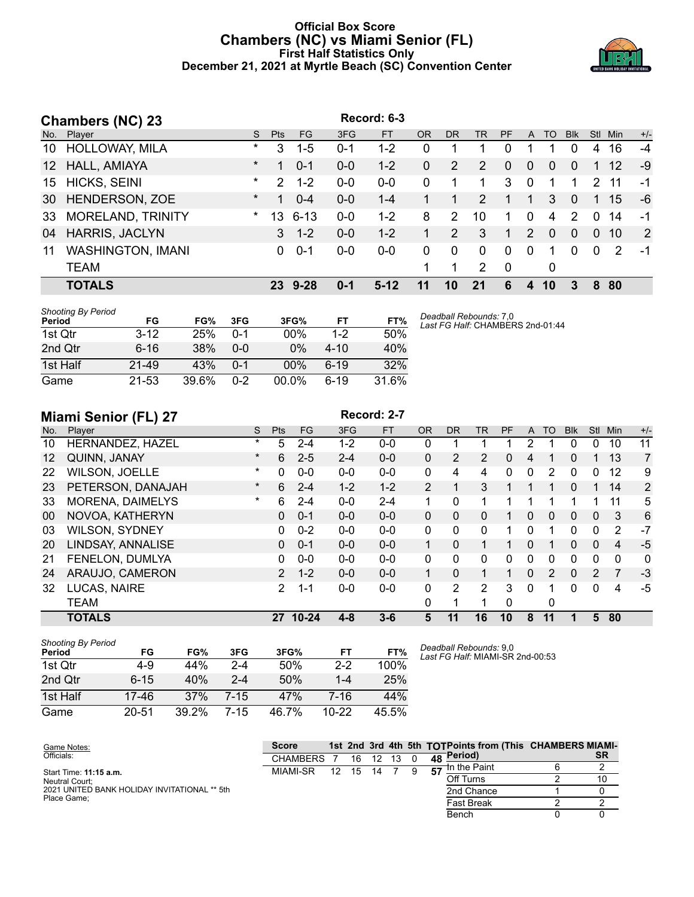# Official Box Score
## Chambers (NC) vs Miami Senior (FL)
### First Half Statistics Only
### December 21, 2021 at Myrtle Beach (SC) Convention Center

## Chambers (NC) 23

Record: 6-3

| No. | Player | S | Pts | FG | 3FG | FT | OR | DR | TR | PF | A | TO | Blk | Stl | Min | +/- |
|---|---|---|---|---|---|---|---|---|---|---|---|---|---|---|---|---|
| 10 | HOLLOWAY, MILA | * | 3 | 1-5 | 0-1 | 1-2 | 0 | 1 | 1 | 0 | 1 | 1 | 0 | 4 | 16 | -4 |
| 12 | HALL, AMIAYA | * | 1 | 0-1 | 0-0 | 1-2 | 0 | 2 | 2 | 0 | 0 | 0 | 0 | 1 | 12 | -9 |
| 15 | HICKS, SEINI | * | 2 | 1-2 | 0-0 | 0-0 | 0 | 1 | 1 | 3 | 0 | 1 | 1 | 2 | 11 | -1 |
| 30 | HENDERSON, ZOE | * | 1 | 0-4 | 0-0 | 1-4 | 1 | 1 | 2 | 1 | 1 | 3 | 0 | 1 | 15 | -6 |
| 33 | MORELAND, TRINITY | * | 13 | 6-13 | 0-0 | 1-2 | 8 | 2 | 10 | 1 | 0 | 4 | 2 | 0 | 14 | -1 |
| 04 | HARRIS, JACLYN | | 3 | 1-2 | 0-0 | 1-2 | 1 | 2 | 3 | 1 | 2 | 0 | 0 | 0 | 10 | 2 |
| 11 | WASHINGTON, IMANI | | 0 | 0-1 | 0-0 | 0-0 | 0 | 0 | 0 | 0 | 0 | 1 | 0 | 0 | 2 | -1 |
| | TEAM | | | | | | 1 | 1 | 2 | 0 | | 0 | | | | |
| | **TOTALS** | | **23** | **9-28** | **0-1** | **5-12** | **11** | **10** | **21** | **6** | **4** | **10** | **3** | **8** | **80** | |

*Shooting By Period*

| Period | FG | FG% | 3FG | 3FG% | FT | FT% |
|---|---|---|---|---|---|---|
| 1st Qtr | 3-12 | 25% | 0-1 | 00% | 1-2 | 50% |
| 2nd Qtr | 6-16 | 38% | 0-0 | 0% | 4-10 | 40% |
| 1st Half | 21-49 | 43% | 0-1 | 00% | 6-19 | 32% |
| Game | 21-53 | 39.6% | 0-2 | 00.0% | 6-19 | 31.6% |

*Deadball Rebounds:* 7,0
*Last FG Half:* CHAMBERS 2nd-01:44

## Miami Senior (FL) 27

Record: 2-7

| No. | Player | S | Pts | FG | 3FG | FT | OR | DR | TR | PF | A | TO | Blk | Stl | Min | +/- |
|---|---|---|---|---|---|---|---|---|---|---|---|---|---|---|---|---|
| 10 | HERNANDEZ, HAZEL | * | 5 | 2-4 | 1-2 | 0-0 | 0 | 1 | 1 | 1 | 2 | 1 | 0 | 0 | 10 | 11 |
| 12 | QUINN, JANAY | * | 6 | 2-5 | 2-4 | 0-0 | 0 | 2 | 2 | 0 | 4 | 1 | 0 | 1 | 13 | 7 |
| 22 | WILSON, JOELLE | * | 0 | 0-0 | 0-0 | 0-0 | 0 | 4 | 4 | 0 | 0 | 2 | 0 | 0 | 12 | 9 |
| 23 | PETERSON, DANAJAH | * | 6 | 2-4 | 1-2 | 1-2 | 2 | 1 | 3 | 1 | 1 | 1 | 0 | 1 | 14 | 2 |
| 33 | MORENA, DAIMELYS | * | 6 | 2-4 | 0-0 | 2-4 | 1 | 0 | 1 | 1 | 1 | 1 | 1 | 1 | 11 | 5 |
| 00 | NOVOA, KATHERYN | | 0 | 0-1 | 0-0 | 0-0 | 0 | 0 | 0 | 1 | 0 | 0 | 0 | 0 | 3 | 6 |
| 03 | WILSON, SYDNEY | | 0 | 0-2 | 0-0 | 0-0 | 0 | 0 | 0 | 1 | 0 | 1 | 0 | 0 | 2 | -7 |
| 20 | LINDSAY, ANNALISE | | 0 | 0-1 | 0-0 | 0-0 | 1 | 0 | 1 | 1 | 0 | 1 | 0 | 0 | 4 | -5 |
| 21 | FENELON, DUMLYA | | 0 | 0-0 | 0-0 | 0-0 | 0 | 0 | 0 | 0 | 0 | 0 | 0 | 0 | 0 | 0 |
| 24 | ARAUJO, CAMERON | | 2 | 1-2 | 0-0 | 0-0 | 1 | 0 | 1 | 1 | 0 | 2 | 0 | 2 | 7 | -3 |
| 32 | LUCAS, NAIRE | | 2 | 1-1 | 0-0 | 0-0 | 0 | 2 | 2 | 3 | 0 | 1 | 0 | 0 | 4 | -5 |
| | TEAM | | | | | | 0 | 1 | 1 | 0 | | 0 | | | | |
| | **TOTALS** | | **27** | **10-24** | **4-8** | **3-6** | **5** | **11** | **16** | **10** | **8** | **11** | **1** | **5** | **80** | |

*Shooting By Period*

| Period | FG | FG% | 3FG | 3FG% | FT | FT% |
|---|---|---|---|---|---|---|
| 1st Qtr | 4-9 | 44% | 2-4 | 50% | 2-2 | 100% |
| 2nd Qtr | 6-15 | 40% | 2-4 | 50% | 1-4 | 25% |
| 1st Half | 17-46 | 37% | 7-15 | 47% | 7-16 | 44% |
| Game | 20-51 | 39.2% | 7-15 | 46.7% | 10-22 | 45.5% |

*Deadball Rebounds:* 9,0
*Last FG Half:* MIAMI-SR 2nd-00:53

Game Notes:
Officials:

Start Time: **11:15 a.m.**
Neutral Court;
2021 UNITED BANK HOLIDAY INVITATIONAL ** 5th Place Game;

| Score | 1st | 2nd | 3rd | 4th | 5th | TOT |
|---|---|---|---|---|---|---|
| CHAMBERS | 7 | 16 | 12 | 13 | 0 | 48 |
| MIAMI-SR | 12 | 15 | 14 | 7 | 9 | 57 |

| Points from (This Period) | CHAMBERS | MIAMI-SR |
|---|---|---|
| In the Paint | 6 | 2 |
| Off Turns | 2 | 10 |
| 2nd Chance | 1 | 0 |
| Fast Break | 2 | 2 |
| Bench | 0 | 0 |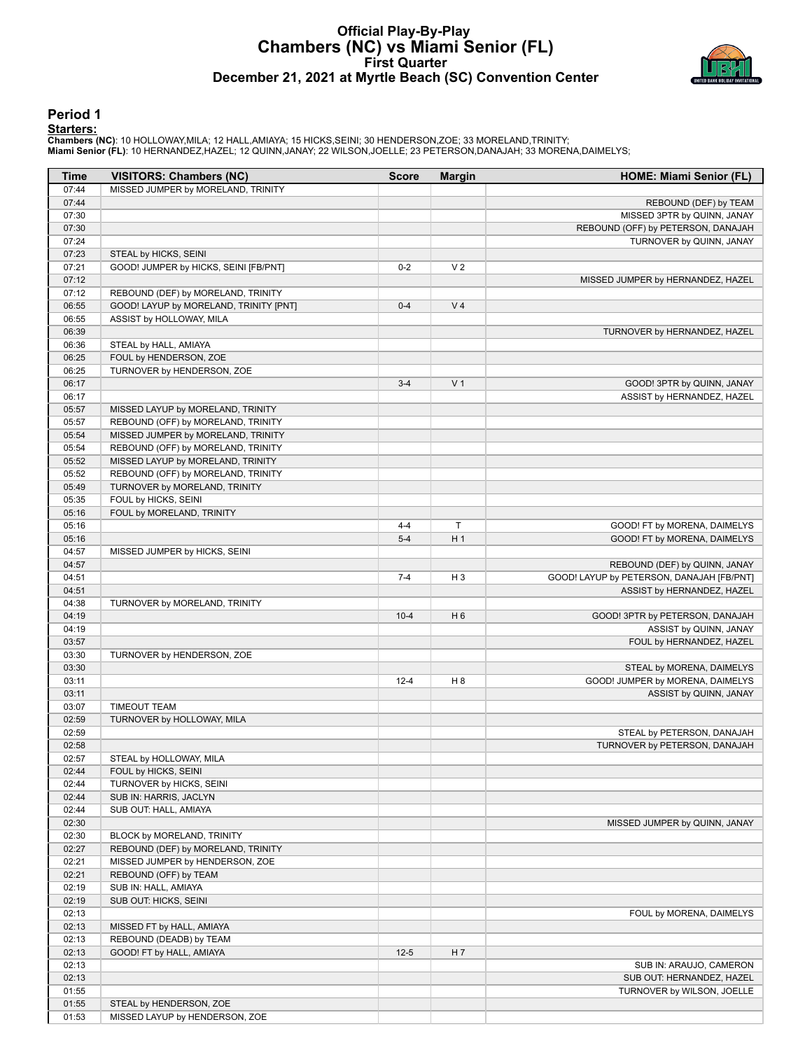# Official Play-By-Play
## Chambers (NC) vs Miami Senior (FL)
### First Quarter
### December 21, 2021 at Myrtle Beach (SC) Convention Center

## Period 1

**Starters:**

**Chambers (NC)**: 10 HOLLOWAY,MILA; 12 HALL,AMIAYA; 15 HICKS,SEINI; 30 HENDERSON,ZOE; 33 MORELAND,TRINITY;
**Miami Senior (FL)**: 10 HERNANDEZ,HAZEL; 12 QUINN,JANAY; 22 WILSON,JOELLE; 23 PETERSON,DANAJAH; 33 MORENA,DAIMELYS;

| Time | VISITORS: Chambers (NC) | Score | Margin | HOME: Miami Senior (FL) |
|---|---|---|---|---|
| 07:44 | MISSED JUMPER by MORELAND, TRINITY | | | |
| 07:44 | | | | REBOUND (DEF) by TEAM |
| 07:30 | | | | MISSED 3PTR by QUINN, JANAY |
| 07:30 | | | | REBOUND (OFF) by PETERSON, DANAJAH |
| 07:24 | | | | TURNOVER by QUINN, JANAY |
| 07:23 | STEAL by HICKS, SEINI | | | |
| 07:21 | GOOD! JUMPER by HICKS, SEINI [FB/PNT] | 0-2 | V 2 | |
| 07:12 | | | | MISSED JUMPER by HERNANDEZ, HAZEL |
| 07:12 | REBOUND (DEF) by MORELAND, TRINITY | | | |
| 06:55 | GOOD! LAYUP by MORELAND, TRINITY [PNT] | 0-4 | V 4 | |
| 06:55 | ASSIST by HOLLOWAY, MILA | | | |
| 06:39 | | | | TURNOVER by HERNANDEZ, HAZEL |
| 06:36 | STEAL by HALL, AMIAYA | | | |
| 06:25 | FOUL by HENDERSON, ZOE | | | |
| 06:25 | TURNOVER by HENDERSON, ZOE | | | |
| 06:17 | | 3-4 | V 1 | GOOD! 3PTR by QUINN, JANAY |
| 06:17 | | | | ASSIST by HERNANDEZ, HAZEL |
| 05:57 | MISSED LAYUP by MORELAND, TRINITY | | | |
| 05:57 | REBOUND (OFF) by MORELAND, TRINITY | | | |
| 05:54 | MISSED JUMPER by MORELAND, TRINITY | | | |
| 05:54 | REBOUND (OFF) by MORELAND, TRINITY | | | |
| 05:52 | MISSED LAYUP by MORELAND, TRINITY | | | |
| 05:52 | REBOUND (OFF) by MORELAND, TRINITY | | | |
| 05:49 | TURNOVER by MORELAND, TRINITY | | | |
| 05:35 | FOUL by HICKS, SEINI | | | |
| 05:16 | FOUL by MORELAND, TRINITY | | | |
| 05:16 | | 4-4 | T | GOOD! FT by MORENA, DAIMELYS |
| 05:16 | | 5-4 | H 1 | GOOD! FT by MORENA, DAIMELYS |
| 04:57 | MISSED JUMPER by HICKS, SEINI | | | |
| 04:57 | | | | REBOUND (DEF) by QUINN, JANAY |
| 04:51 | | 7-4 | H 3 | GOOD! LAYUP by PETERSON, DANAJAH [FB/PNT] |
| 04:51 | | | | ASSIST by HERNANDEZ, HAZEL |
| 04:38 | TURNOVER by MORELAND, TRINITY | | | |
| 04:19 | | 10-4 | H 6 | GOOD! 3PTR by PETERSON, DANAJAH |
| 04:19 | | | | ASSIST by QUINN, JANAY |
| 03:57 | | | | FOUL by HERNANDEZ, HAZEL |
| 03:30 | TURNOVER by HENDERSON, ZOE | | | |
| 03:30 | | | | STEAL by MORENA, DAIMELYS |
| 03:11 | | 12-4 | H 8 | GOOD! JUMPER by MORENA, DAIMELYS |
| 03:11 | | | | ASSIST by QUINN, JANAY |
| 03:07 | TIMEOUT TEAM | | | |
| 02:59 | TURNOVER by HOLLOWAY, MILA | | | |
| 02:59 | | | | STEAL by PETERSON, DANAJAH |
| 02:58 | | | | TURNOVER by PETERSON, DANAJAH |
| 02:57 | STEAL by HOLLOWAY, MILA | | | |
| 02:44 | FOUL by HICKS, SEINI | | | |
| 02:44 | TURNOVER by HICKS, SEINI | | | |
| 02:44 | SUB IN: HARRIS, JACLYN | | | |
| 02:44 | SUB OUT: HALL, AMIAYA | | | |
| 02:30 | | | | MISSED JUMPER by QUINN, JANAY |
| 02:30 | BLOCK by MORELAND, TRINITY | | | |
| 02:27 | REBOUND (DEF) by MORELAND, TRINITY | | | |
| 02:21 | MISSED JUMPER by HENDERSON, ZOE | | | |
| 02:21 | REBOUND (OFF) by TEAM | | | |
| 02:19 | SUB IN: HALL, AMIAYA | | | |
| 02:19 | SUB OUT: HICKS, SEINI | | | |
| 02:13 | | | | FOUL by MORENA, DAIMELYS |
| 02:13 | MISSED FT by HALL, AMIAYA | | | |
| 02:13 | REBOUND (DEADB) by TEAM | | | |
| 02:13 | GOOD! FT by HALL, AMIAYA | 12-5 | H 7 | |
| 02:13 | | | | SUB IN: ARAUJO, CAMERON |
| 02:13 | | | | SUB OUT: HERNANDEZ, HAZEL |
| 01:55 | | | | TURNOVER by WILSON, JOELLE |
| 01:55 | STEAL by HENDERSON, ZOE | | | |
| 01:53 | MISSED LAYUP by HENDERSON, ZOE | | | |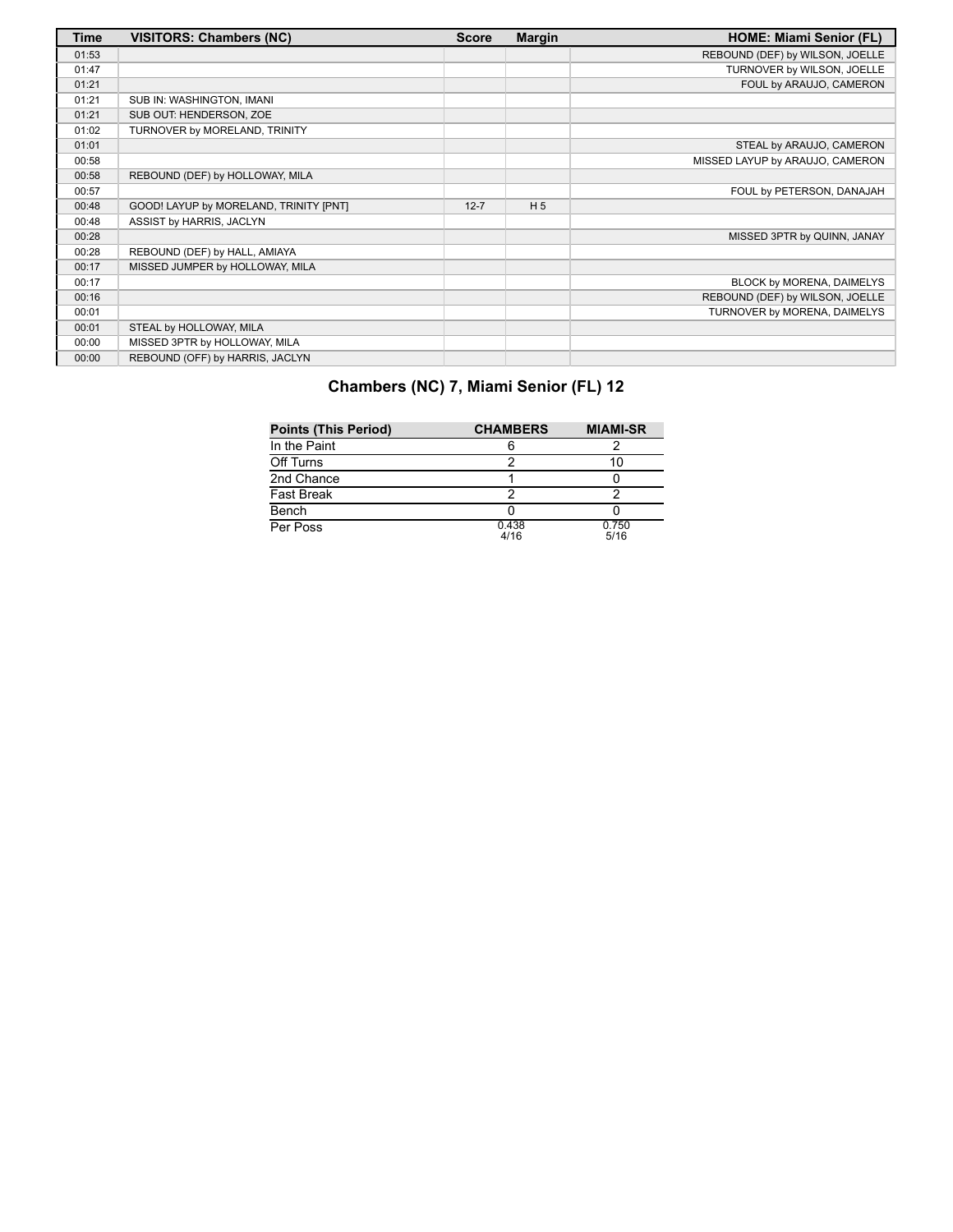| Time | VISITORS: Chambers (NC) | Score | Margin | HOME: Miami Senior (FL) |
|---|---|---|---|---|
| 01:53 | | | | REBOUND (DEF) by WILSON, JOELLE |
| 01:47 | | | | TURNOVER by WILSON, JOELLE |
| 01:21 | | | | FOUL by ARAUJO, CAMERON |
| 01:21 | SUB IN: WASHINGTON, IMANI | | | |
| 01:21 | SUB OUT: HENDERSON, ZOE | | | |
| 01:02 | TURNOVER by MORELAND, TRINITY | | | |
| 01:01 | | | | STEAL by ARAUJO, CAMERON |
| 00:58 | | | | MISSED LAYUP by ARAUJO, CAMERON |
| 00:58 | REBOUND (DEF) by HOLLOWAY, MILA | | | |
| 00:57 | | | | FOUL by PETERSON, DANAJAH |
| 00:48 | GOOD! LAYUP by MORELAND, TRINITY [PNT] | 12-7 | H 5 | |
| 00:48 | ASSIST by HARRIS, JACLYN | | | |
| 00:28 | | | | MISSED 3PTR by QUINN, JANAY |
| 00:28 | REBOUND (DEF) by HALL, AMIAYA | | | |
| 00:17 | MISSED JUMPER by HOLLOWAY, MILA | | | |
| 00:17 | | | | BLOCK by MORENA, DAIMELYS |
| 00:16 | | | | REBOUND (DEF) by WILSON, JOELLE |
| 00:01 | | | | TURNOVER by MORENA, DAIMELYS |
| 00:01 | STEAL by HOLLOWAY, MILA | | | |
| 00:00 | MISSED 3PTR by HOLLOWAY, MILA | | | |
| 00:00 | REBOUND (OFF) by HARRIS, JACLYN | | | |

## Chambers (NC) 7, Miami Senior (FL) 12

| Points (This Period) | CHAMBERS | MIAMI-SR |
|---|---|---|
| In the Paint | 6 | 2 |
| Off Turns | 2 | 10 |
| 2nd Chance | 1 | 0 |
| Fast Break | 2 | 2 |
| Bench | 0 | 0 |
| Per Poss | 0.438 4/16 | 0.750 5/16 |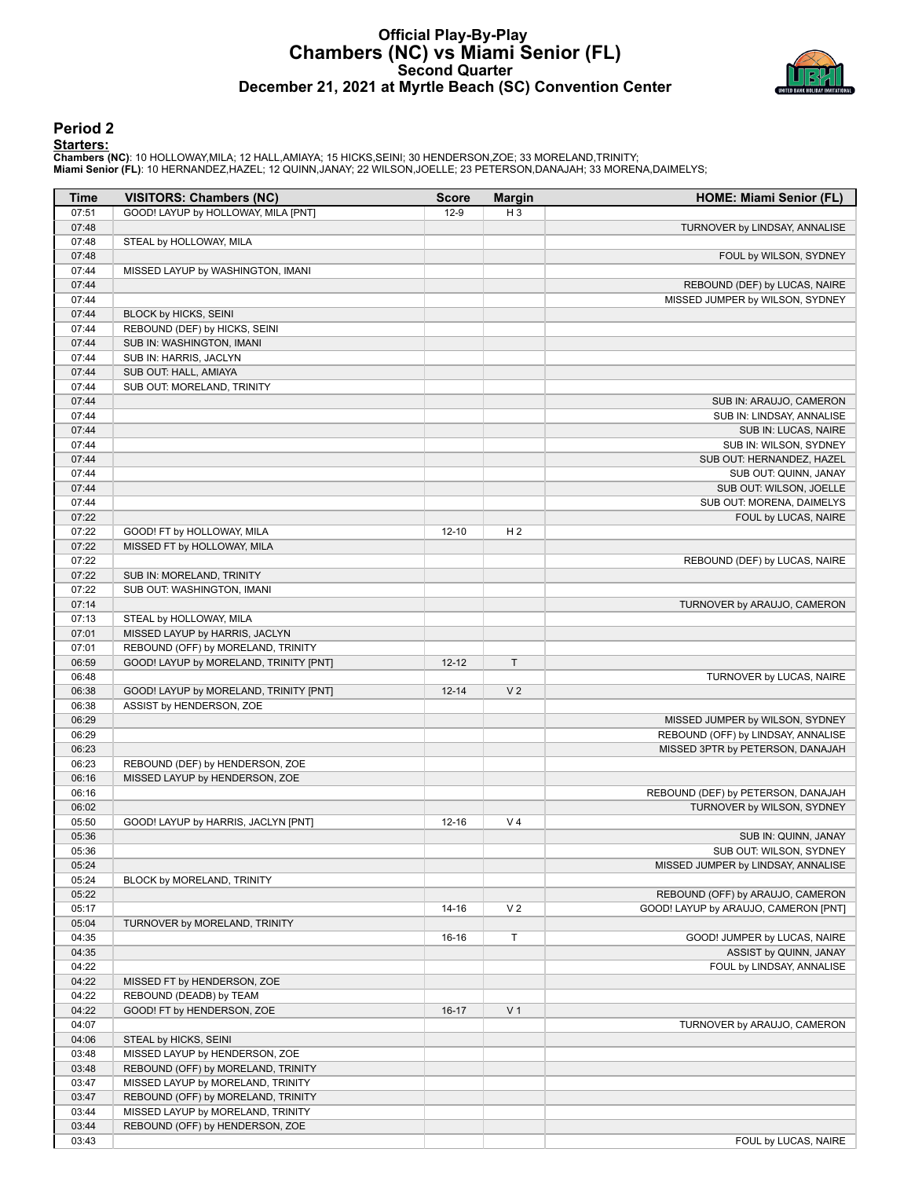# Official Play-By-Play
## Chambers (NC) vs Miami Senior (FL)
### Second Quarter
### December 21, 2021 at Myrtle Beach (SC) Convention Center

## Period 2

**Starters:**

**Chambers (NC)**: 10 HOLLOWAY,MILA; 12 HALL,AMIAYA; 15 HICKS,SEINI; 30 HENDERSON,ZOE; 33 MORELAND,TRINITY;
**Miami Senior (FL)**: 10 HERNANDEZ,HAZEL; 12 QUINN,JANAY; 22 WILSON,JOELLE; 23 PETERSON,DANAJAH; 33 MORENA,DAIMELYS;

| Time | VISITORS: Chambers (NC) | Score | Margin | HOME: Miami Senior (FL) |
|---|---|---|---|---|
| 07:51 | GOOD! LAYUP by HOLLOWAY, MILA [PNT] | 12-9 | H 3 | |
| 07:48 | | | | TURNOVER by LINDSAY, ANNALISE |
| 07:48 | STEAL by HOLLOWAY, MILA | | | |
| 07:48 | | | | FOUL by WILSON, SYDNEY |
| 07:44 | MISSED LAYUP by WASHINGTON, IMANI | | | |
| 07:44 | | | | REBOUND (DEF) by LUCAS, NAIRE |
| 07:44 | | | | MISSED JUMPER by WILSON, SYDNEY |
| 07:44 | BLOCK by HICKS, SEINI | | | |
| 07:44 | REBOUND (DEF) by HICKS, SEINI | | | |
| 07:44 | SUB IN: WASHINGTON, IMANI | | | |
| 07:44 | SUB IN: HARRIS, JACLYN | | | |
| 07:44 | SUB OUT: HALL, AMIAYA | | | |
| 07:44 | SUB OUT: MORELAND, TRINITY | | | |
| 07:44 | | | | SUB IN: ARAUJO, CAMERON |
| 07:44 | | | | SUB IN: LINDSAY, ANNALISE |
| 07:44 | | | | SUB IN: LUCAS, NAIRE |
| 07:44 | | | | SUB IN: WILSON, SYDNEY |
| 07:44 | | | | SUB OUT: HERNANDEZ, HAZEL |
| 07:44 | | | | SUB OUT: QUINN, JANAY |
| 07:44 | | | | SUB OUT: WILSON, JOELLE |
| 07:44 | | | | SUB OUT: MORENA, DAIMELYS |
| 07:22 | | | | FOUL by LUCAS, NAIRE |
| 07:22 | GOOD! FT by HOLLOWAY, MILA | 12-10 | H 2 | |
| 07:22 | MISSED FT by HOLLOWAY, MILA | | | |
| 07:22 | | | | REBOUND (DEF) by LUCAS, NAIRE |
| 07:22 | SUB IN: MORELAND, TRINITY | | | |
| 07:22 | SUB OUT: WASHINGTON, IMANI | | | |
| 07:14 | | | | TURNOVER by ARAUJO, CAMERON |
| 07:13 | STEAL by HOLLOWAY, MILA | | | |
| 07:01 | MISSED LAYUP by HARRIS, JACLYN | | | |
| 07:01 | REBOUND (OFF) by MORELAND, TRINITY | | | |
| 06:59 | GOOD! LAYUP by MORELAND, TRINITY [PNT] | 12-12 | T | |
| 06:48 | | | | TURNOVER by LUCAS, NAIRE |
| 06:38 | GOOD! LAYUP by MORELAND, TRINITY [PNT] | 12-14 | V 2 | |
| 06:38 | ASSIST by HENDERSON, ZOE | | | |
| 06:29 | | | | MISSED JUMPER by WILSON, SYDNEY |
| 06:29 | | | | REBOUND (OFF) by LINDSAY, ANNALISE |
| 06:23 | | | | MISSED 3PTR by PETERSON, DANAJAH |
| 06:23 | REBOUND (DEF) by HENDERSON, ZOE | | | |
| 06:16 | MISSED LAYUP by HENDERSON, ZOE | | | |
| 06:16 | | | | REBOUND (DEF) by PETERSON, DANAJAH |
| 06:02 | | | | TURNOVER by WILSON, SYDNEY |
| 05:50 | GOOD! LAYUP by HARRIS, JACLYN [PNT] | 12-16 | V 4 | |
| 05:36 | | | | SUB IN: QUINN, JANAY |
| 05:36 | | | | SUB OUT: WILSON, SYDNEY |
| 05:24 | | | | MISSED JUMPER by LINDSAY, ANNALISE |
| 05:24 | BLOCK by MORELAND, TRINITY | | | |
| 05:22 | | | | REBOUND (OFF) by ARAUJO, CAMERON |
| 05:17 | | 14-16 | V 2 | GOOD! LAYUP by ARAUJO, CAMERON [PNT] |
| 05:04 | TURNOVER by MORELAND, TRINITY | | | |
| 04:35 | | 16-16 | T | GOOD! JUMPER by LUCAS, NAIRE |
| 04:35 | | | | ASSIST by QUINN, JANAY |
| 04:22 | | | | FOUL by LINDSAY, ANNALISE |
| 04:22 | MISSED FT by HENDERSON, ZOE | | | |
| 04:22 | REBOUND (DEADB) by TEAM | | | |
| 04:22 | GOOD! FT by HENDERSON, ZOE | 16-17 | V 1 | |
| 04:07 | | | | TURNOVER by ARAUJO, CAMERON |
| 04:06 | STEAL by HICKS, SEINI | | | |
| 03:48 | MISSED LAYUP by HENDERSON, ZOE | | | |
| 03:48 | REBOUND (OFF) by MORELAND, TRINITY | | | |
| 03:47 | MISSED LAYUP by MORELAND, TRINITY | | | |
| 03:47 | REBOUND (OFF) by MORELAND, TRINITY | | | |
| 03:44 | MISSED LAYUP by MORELAND, TRINITY | | | |
| 03:44 | REBOUND (OFF) by HENDERSON, ZOE | | | |
| 03:43 | | | | FOUL by LUCAS, NAIRE |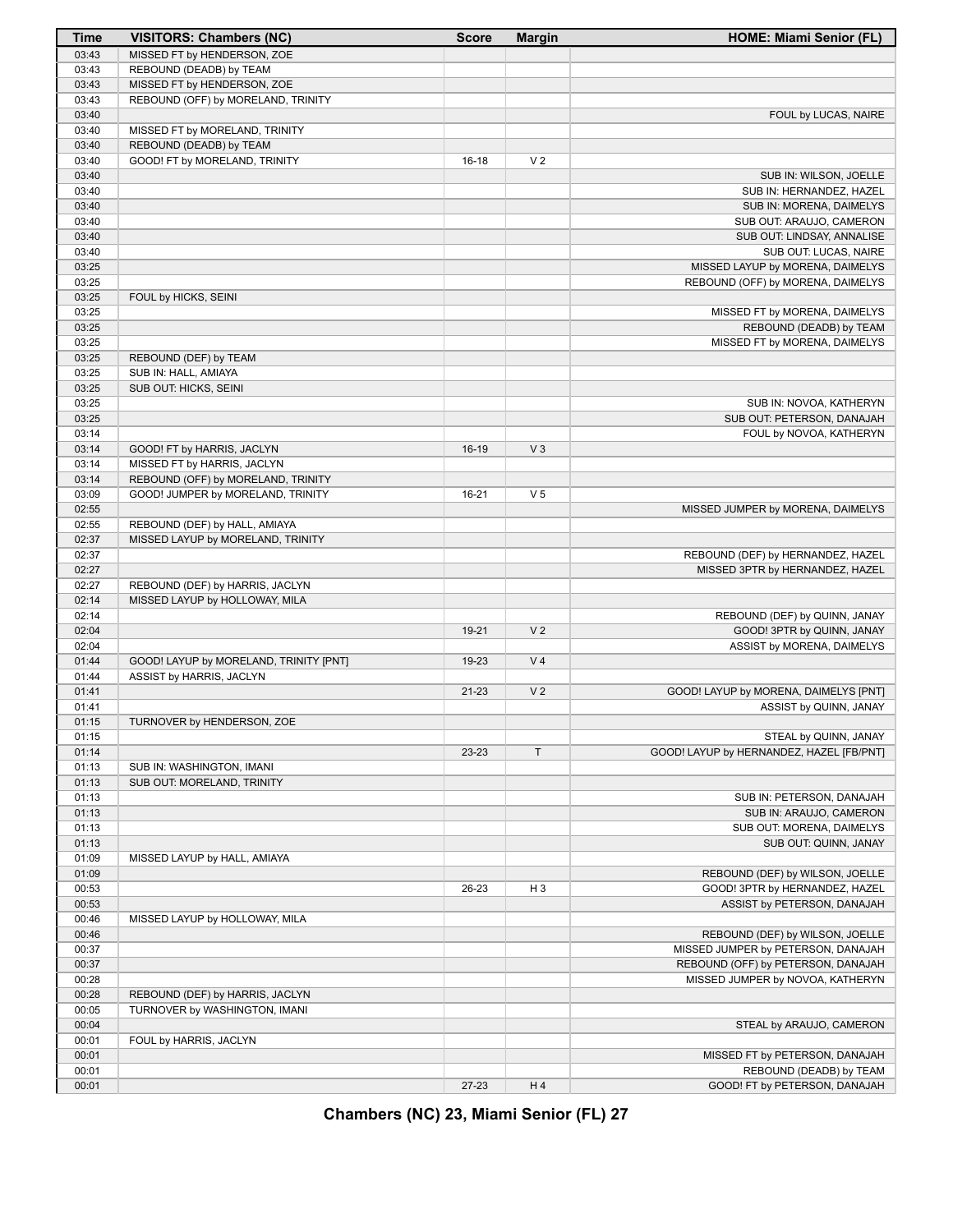| Time | VISITORS: Chambers (NC) | Score | Margin | HOME: Miami Senior (FL) |
|---|---|---|---|---|
| 03:43 | MISSED FT by HENDERSON, ZOE | | | |
| 03:43 | REBOUND (DEADB) by TEAM | | | |
| 03:43 | MISSED FT by HENDERSON, ZOE | | | |
| 03:43 | REBOUND (OFF) by MORELAND, TRINITY | | | |
| 03:40 | | | | FOUL by LUCAS, NAIRE |
| 03:40 | MISSED FT by MORELAND, TRINITY | | | |
| 03:40 | REBOUND (DEADB) by TEAM | | | |
| 03:40 | GOOD! FT by MORELAND, TRINITY | 16-18 | V 2 | |
| 03:40 | | | | SUB IN: WILSON, JOELLE |
| 03:40 | | | | SUB IN: HERNANDEZ, HAZEL |
| 03:40 | | | | SUB IN: MORENA, DAIMELYS |
| 03:40 | | | | SUB OUT: ARAUJO, CAMERON |
| 03:40 | | | | SUB OUT: LINDSAY, ANNALISE |
| 03:40 | | | | SUB OUT: LUCAS, NAIRE |
| 03:25 | | | | MISSED LAYUP by MORENA, DAIMELYS |
| 03:25 | | | | REBOUND (OFF) by MORENA, DAIMELYS |
| 03:25 | FOUL by HICKS, SEINI | | | |
| 03:25 | | | | MISSED FT by MORENA, DAIMELYS |
| 03:25 | | | | REBOUND (DEADB) by TEAM |
| 03:25 | | | | MISSED FT by MORENA, DAIMELYS |
| 03:25 | REBOUND (DEF) by TEAM | | | |
| 03:25 | SUB IN: HALL, AMIAYA | | | |
| 03:25 | SUB OUT: HICKS, SEINI | | | |
| 03:25 | | | | SUB IN: NOVOA, KATHERYN |
| 03:25 | | | | SUB OUT: PETERSON, DANAJAH |
| 03:14 | | | | FOUL by NOVOA, KATHERYN |
| 03:14 | GOOD! FT by HARRIS, JACLYN | 16-19 | V 3 | |
| 03:14 | MISSED FT by HARRIS, JACLYN | | | |
| 03:14 | REBOUND (OFF) by MORELAND, TRINITY | | | |
| 03:09 | GOOD! JUMPER by MORELAND, TRINITY | 16-21 | V 5 | |
| 02:55 | | | | MISSED JUMPER by MORENA, DAIMELYS |
| 02:55 | REBOUND (DEF) by HALL, AMIAYA | | | |
| 02:37 | MISSED LAYUP by MORELAND, TRINITY | | | |
| 02:37 | | | | REBOUND (DEF) by HERNANDEZ, HAZEL |
| 02:27 | | | | MISSED 3PTR by HERNANDEZ, HAZEL |
| 02:27 | REBOUND (DEF) by HARRIS, JACLYN | | | |
| 02:14 | MISSED LAYUP by HOLLOWAY, MILA | | | |
| 02:14 | | | | REBOUND (DEF) by QUINN, JANAY |
| 02:04 | | 19-21 | V 2 | GOOD! 3PTR by QUINN, JANAY |
| 02:04 | | | | ASSIST by MORENA, DAIMELYS |
| 01:44 | GOOD! LAYUP by MORELAND, TRINITY [PNT] | 19-23 | V 4 | |
| 01:44 | ASSIST by HARRIS, JACLYN | | | |
| 01:41 | | 21-23 | V 2 | GOOD! LAYUP by MORENA, DAIMELYS [PNT] |
| 01:41 | | | | ASSIST by QUINN, JANAY |
| 01:15 | TURNOVER by HENDERSON, ZOE | | | |
| 01:15 | | | | STEAL by QUINN, JANAY |
| 01:14 | | 23-23 | T | GOOD! LAYUP by HERNANDEZ, HAZEL [FB/PNT] |
| 01:13 | SUB IN: WASHINGTON, IMANI | | | |
| 01:13 | SUB OUT: MORELAND, TRINITY | | | |
| 01:13 | | | | SUB IN: PETERSON, DANAJAH |
| 01:13 | | | | SUB IN: ARAUJO, CAMERON |
| 01:13 | | | | SUB OUT: MORENA, DAIMELYS |
| 01:13 | | | | SUB OUT: QUINN, JANAY |
| 01:09 | MISSED LAYUP by HALL, AMIAYA | | | |
| 01:09 | | | | REBOUND (DEF) by WILSON, JOELLE |
| 00:53 | | 26-23 | H 3 | GOOD! 3PTR by HERNANDEZ, HAZEL |
| 00:53 | | | | ASSIST by PETERSON, DANAJAH |
| 00:46 | MISSED LAYUP by HOLLOWAY, MILA | | | |
| 00:46 | | | | REBOUND (DEF) by WILSON, JOELLE |
| 00:37 | | | | MISSED JUMPER by PETERSON, DANAJAH |
| 00:37 | | | | REBOUND (OFF) by PETERSON, DANAJAH |
| 00:28 | | | | MISSED JUMPER by NOVOA, KATHERYN |
| 00:28 | REBOUND (DEF) by HARRIS, JACLYN | | | |
| 00:05 | TURNOVER by WASHINGTON, IMANI | | | |
| 00:04 | | | | STEAL by ARAUJO, CAMERON |
| 00:01 | FOUL by HARRIS, JACLYN | | | |
| 00:01 | | | | MISSED FT by PETERSON, DANAJAH |
| 00:01 | | | | REBOUND (DEADB) by TEAM |
| 00:01 | | 27-23 | H 4 | GOOD! FT by PETERSON, DANAJAH |

**Chambers (NC) 23, Miami Senior (FL) 27**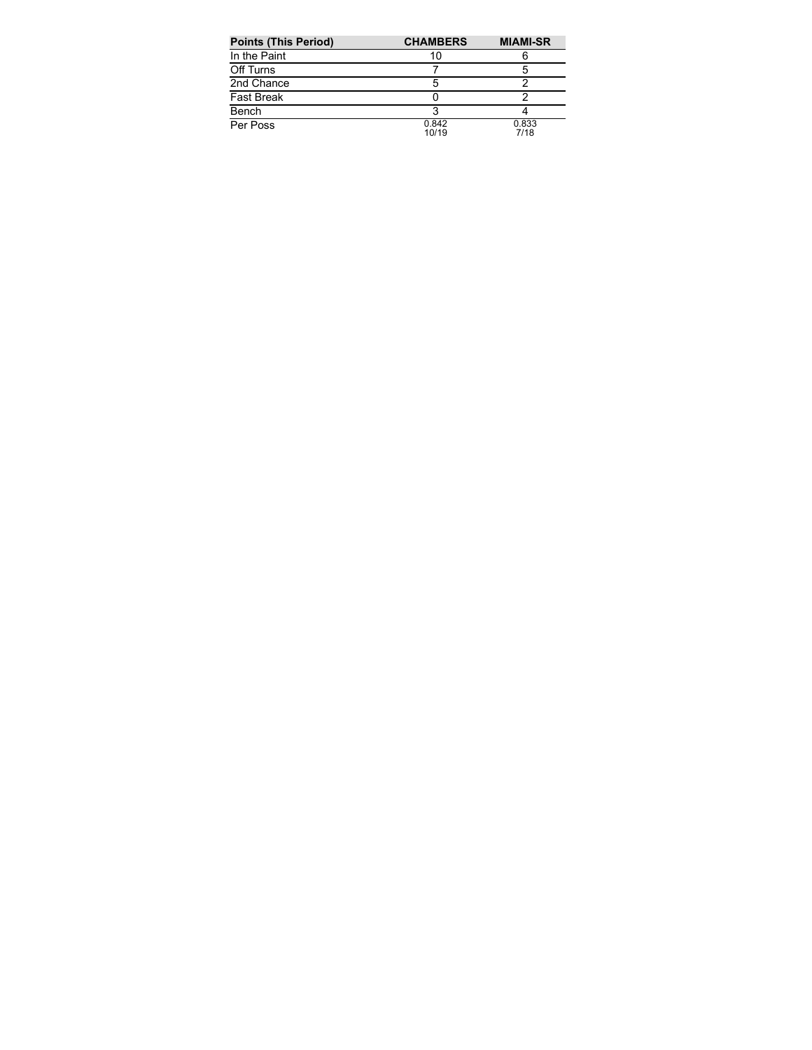| Points (This Period) | CHAMBERS | MIAMI-SR |
| --- | --- | --- |
| In the Paint | 10 | 6 |
| Off Turns | 7 | 5 |
| 2nd Chance | 5 | 2 |
| Fast Break | 0 | 2 |
| Bench | 3 | 4 |
| Per Poss | 0.842<br>10/19 | 0.833<br>7/18 |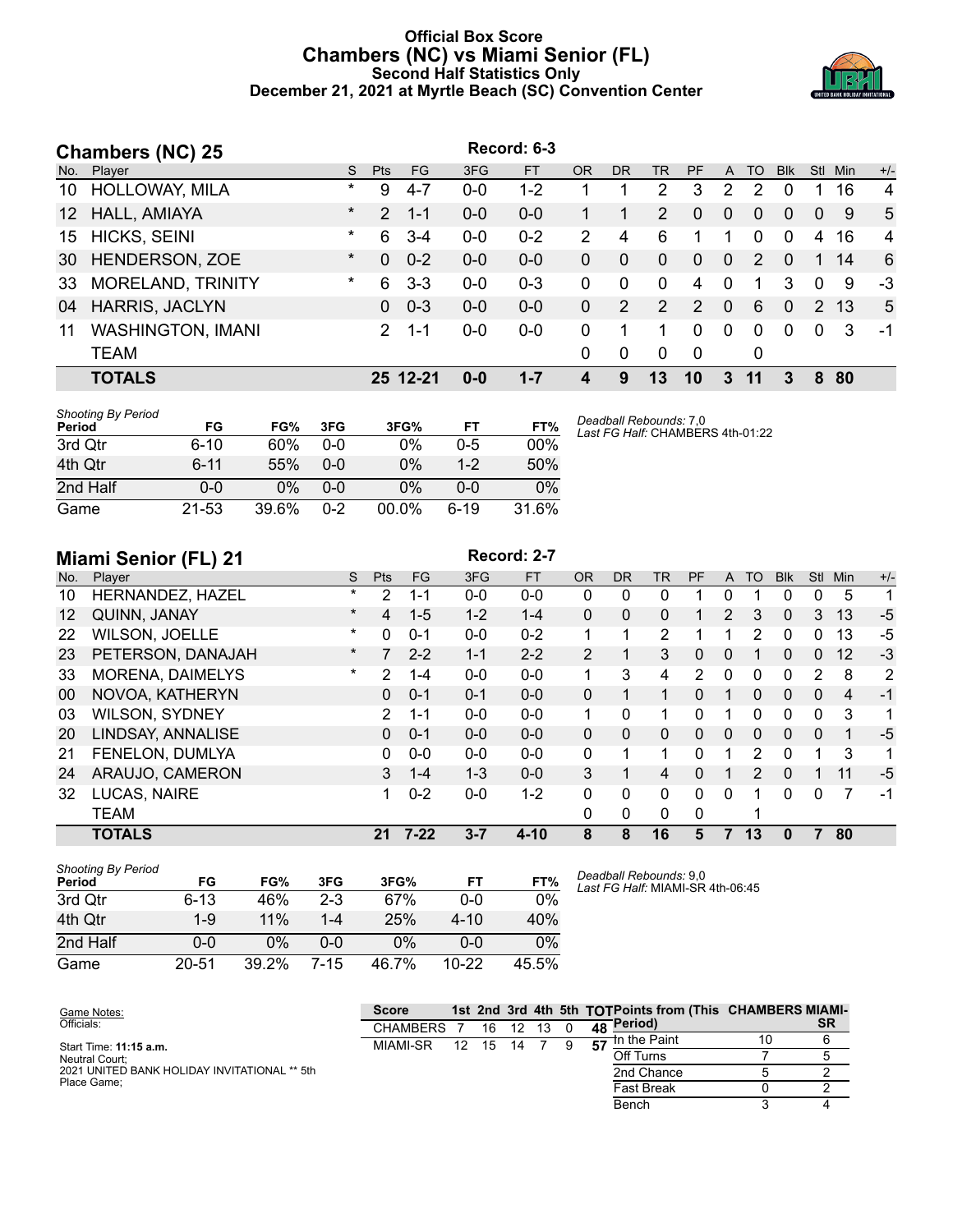# Official Box Score
## Chambers (NC) vs Miami Senior (FL)
### Second Half Statistics Only
### December 21, 2021 at Myrtle Beach (SC) Convention Center

## Chambers (NC) 25

Record: 6-3

| No. | Player | S | Pts | FG | 3FG | FT | OR | DR | TR | PF | A | TO | Blk | Stl | Min | +/- |
|---|---|---|---|---|---|---|---|---|---|---|---|---|---|---|---|---|
| 10 | HOLLOWAY, MILA | * | 9 | 4-7 | 0-0 | 1-2 | 1 | 1 | 2 | 3 | 2 | 2 | 0 | 1 | 16 | 4 |
| 12 | HALL, AMIAYA | * | 2 | 1-1 | 0-0 | 0-0 | 1 | 1 | 2 | 0 | 0 | 0 | 0 | 0 | 9 | 5 |
| 15 | HICKS, SEINI | * | 6 | 3-4 | 0-0 | 0-2 | 2 | 4 | 6 | 1 | 1 | 0 | 0 | 4 | 16 | 4 |
| 30 | HENDERSON, ZOE | * | 0 | 0-2 | 0-0 | 0-0 | 0 | 0 | 0 | 0 | 0 | 2 | 0 | 1 | 14 | 6 |
| 33 | MORELAND, TRINITY | * | 6 | 3-3 | 0-0 | 0-3 | 0 | 0 | 0 | 4 | 0 | 1 | 3 | 0 | 9 | -3 |
| 04 | HARRIS, JACLYN | | 0 | 0-3 | 0-0 | 0-0 | 0 | 2 | 2 | 2 | 0 | 6 | 0 | 2 | 13 | 5 |
| 11 | WASHINGTON, IMANI | | 2 | 1-1 | 0-0 | 0-0 | 0 | 1 | 1 | 0 | 0 | 0 | 0 | 0 | 3 | -1 |
| | TEAM | | | | | | 0 | 0 | 0 | 0 | | 0 | | | | |
| | **TOTALS** | | **25** | **12-21** | **0-0** | **1-7** | **4** | **9** | **13** | **10** | **3** | **11** | **3** | **8** | **80** | |

*Shooting By Period*

| Period | FG | FG% | 3FG | 3FG% | FT | FT% |
|---|---|---|---|---|---|---|
| 3rd Qtr | 6-10 | 60% | 0-0 | 0% | 0-5 | 00% |
| 4th Qtr | 6-11 | 55% | 0-0 | 0% | 1-2 | 50% |
| 2nd Half | 0-0 | 0% | 0-0 | 0% | 0-0 | 0% |
| Game | 21-53 | 39.6% | 0-2 | 00.0% | 6-19 | 31.6% |

*Deadball Rebounds:* 7,0
*Last FG Half:* CHAMBERS 4th-01:22

## Miami Senior (FL) 21

Record: 2-7

| No. | Player | S | Pts | FG | 3FG | FT | OR | DR | TR | PF | A | TO | Blk | Stl | Min | +/- |
|---|---|---|---|---|---|---|---|---|---|---|---|---|---|---|---|---|
| 10 | HERNANDEZ, HAZEL | * | 2 | 1-1 | 0-0 | 0-0 | 0 | 0 | 0 | 1 | 0 | 1 | 0 | 0 | 5 | 1 |
| 12 | QUINN, JANAY | * | 4 | 1-5 | 1-2 | 1-4 | 0 | 0 | 0 | 1 | 2 | 3 | 0 | 3 | 13 | -5 |
| 22 | WILSON, JOELLE | * | 0 | 0-1 | 0-0 | 0-2 | 1 | 1 | 2 | 1 | 1 | 2 | 0 | 0 | 13 | -5 |
| 23 | PETERSON, DANAJAH | * | 7 | 2-2 | 1-1 | 2-2 | 2 | 1 | 3 | 0 | 0 | 1 | 0 | 0 | 12 | -3 |
| 33 | MORENA, DAIMELYS | * | 2 | 1-4 | 0-0 | 0-0 | 1 | 3 | 4 | 2 | 0 | 0 | 0 | 2 | 8 | 2 |
| 00 | NOVOA, KATHERYN | | 0 | 0-1 | 0-1 | 0-0 | 0 | 1 | 1 | 0 | 1 | 0 | 0 | 0 | 4 | -1 |
| 03 | WILSON, SYDNEY | | 2 | 1-1 | 0-0 | 0-0 | 1 | 0 | 1 | 0 | 1 | 0 | 0 | 0 | 3 | 1 |
| 20 | LINDSAY, ANNALISE | | 0 | 0-1 | 0-0 | 0-0 | 0 | 0 | 0 | 0 | 0 | 0 | 0 | 0 | 1 | -5 |
| 21 | FENELON, DUMLYA | | 0 | 0-0 | 0-0 | 0-0 | 0 | 1 | 1 | 0 | 1 | 2 | 0 | 1 | 3 | 1 |
| 24 | ARAUJO, CAMERON | | 3 | 1-4 | 1-3 | 0-0 | 3 | 1 | 4 | 0 | 1 | 2 | 0 | 1 | 11 | -5 |
| 32 | LUCAS, NAIRE | | 1 | 0-2 | 0-0 | 1-2 | 0 | 0 | 0 | 0 | 0 | 1 | 0 | 0 | 7 | -1 |
| | TEAM | | | | | | 0 | 0 | 0 | 0 | | 1 | | | | |
| | **TOTALS** | | **21** | **7-22** | **3-7** | **4-10** | **8** | **8** | **16** | **5** | **7** | **13** | **0** | **7** | **80** | |

*Shooting By Period*

| Period | FG | FG% | 3FG | 3FG% | FT | FT% |
|---|---|---|---|---|---|---|
| 3rd Qtr | 6-13 | 46% | 2-3 | 67% | 0-0 | 0% |
| 4th Qtr | 1-9 | 11% | 1-4 | 25% | 4-10 | 40% |
| 2nd Half | 0-0 | 0% | 0-0 | 0% | 0-0 | 0% |
| Game | 20-51 | 39.2% | 7-15 | 46.7% | 10-22 | 45.5% |

*Deadball Rebounds:* 9,0
*Last FG Half:* MIAMI-SR 4th-06:45

Game Notes:
Officials:

Start Time: **11:15 a.m.**
Neutral Court;
2021 UNITED BANK HOLIDAY INVITATIONAL ** 5th Place Game;

| Score | 1st | 2nd | 3rd | 4th | 5th | TOT |
|---|---|---|---|---|---|---|
| CHAMBERS | 7 | 16 | 12 | 13 | 0 | 48 |
| MIAMI-SR | 12 | 15 | 14 | 7 | 9 | 57 |

| Points from (This Period) | CHAMBERS | MIAMI-SR |
|---|---|---|
| In the Paint | 10 | 6 |
| Off Turns | 7 | 5 |
| 2nd Chance | 5 | 2 |
| Fast Break | 0 | 2 |
| Bench | 3 | 4 |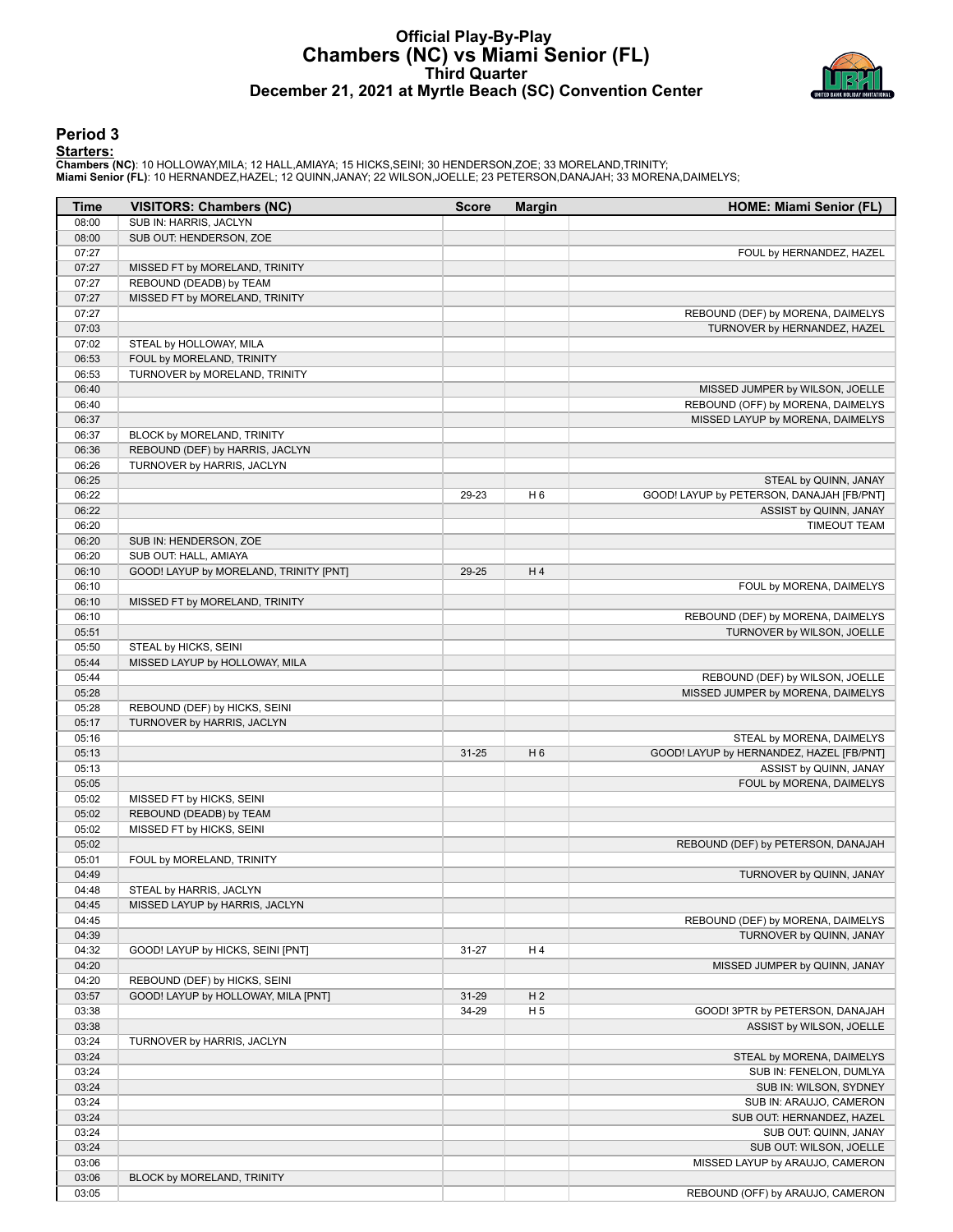# Official Play-By-Play
## Chambers (NC) vs Miami Senior (FL)
### Third Quarter
### December 21, 2021 at Myrtle Beach (SC) Convention Center

## Period 3

**Starters:**

**Chambers (NC)**: 10 HOLLOWAY,MILA; 12 HALL,AMIAYA; 15 HICKS,SEINI; 30 HENDERSON,ZOE; 33 MORELAND,TRINITY;
**Miami Senior (FL)**: 10 HERNANDEZ,HAZEL; 12 QUINN,JANAY; 22 WILSON,JOELLE; 23 PETERSON,DANAJAH; 33 MORENA,DAIMELYS;

| Time | VISITORS: Chambers (NC) | Score | Margin | HOME: Miami Senior (FL) |
|---|---|---|---|---|
| 08:00 | SUB IN: HARRIS, JACLYN | | | |
| 08:00 | SUB OUT: HENDERSON, ZOE | | | |
| 07:27 | | | | FOUL by HERNANDEZ, HAZEL |
| 07:27 | MISSED FT by MORELAND, TRINITY | | | |
| 07:27 | REBOUND (DEADB) by TEAM | | | |
| 07:27 | MISSED FT by MORELAND, TRINITY | | | |
| 07:27 | | | | REBOUND (DEF) by MORENA, DAIMELYS |
| 07:03 | | | | TURNOVER by HERNANDEZ, HAZEL |
| 07:02 | STEAL by HOLLOWAY, MILA | | | |
| 06:53 | FOUL by MORELAND, TRINITY | | | |
| 06:53 | TURNOVER by MORELAND, TRINITY | | | |
| 06:40 | | | | MISSED JUMPER by WILSON, JOELLE |
| 06:40 | | | | REBOUND (OFF) by MORENA, DAIMELYS |
| 06:37 | | | | MISSED LAYUP by MORENA, DAIMELYS |
| 06:37 | BLOCK by MORELAND, TRINITY | | | |
| 06:36 | REBOUND (DEF) by HARRIS, JACLYN | | | |
| 06:26 | TURNOVER by HARRIS, JACLYN | | | |
| 06:25 | | | | STEAL by QUINN, JANAY |
| 06:22 | | 29-23 | H 6 | GOOD! LAYUP by PETERSON, DANAJAH [FB/PNT] |
| 06:22 | | | | ASSIST by QUINN, JANAY |
| 06:20 | | | | TIMEOUT TEAM |
| 06:20 | SUB IN: HENDERSON, ZOE | | | |
| 06:20 | SUB OUT: HALL, AMIAYA | | | |
| 06:10 | GOOD! LAYUP by MORELAND, TRINITY [PNT] | 29-25 | H 4 | |
| 06:10 | | | | FOUL by MORENA, DAIMELYS |
| 06:10 | MISSED FT by MORELAND, TRINITY | | | |
| 06:10 | | | | REBOUND (DEF) by MORENA, DAIMELYS |
| 05:51 | | | | TURNOVER by WILSON, JOELLE |
| 05:50 | STEAL by HICKS, SEINI | | | |
| 05:44 | MISSED LAYUP by HOLLOWAY, MILA | | | |
| 05:44 | | | | REBOUND (DEF) by WILSON, JOELLE |
| 05:28 | | | | MISSED JUMPER by MORENA, DAIMELYS |
| 05:28 | REBOUND (DEF) by HICKS, SEINI | | | |
| 05:17 | TURNOVER by HARRIS, JACLYN | | | |
| 05:16 | | | | STEAL by MORENA, DAIMELYS |
| 05:13 | | 31-25 | H 6 | GOOD! LAYUP by HERNANDEZ, HAZEL [FB/PNT] |
| 05:13 | | | | ASSIST by QUINN, JANAY |
| 05:05 | | | | FOUL by MORENA, DAIMELYS |
| 05:02 | MISSED FT by HICKS, SEINI | | | |
| 05:02 | REBOUND (DEADB) by TEAM | | | |
| 05:02 | MISSED FT by HICKS, SEINI | | | |
| 05:02 | | | | REBOUND (DEF) by PETERSON, DANAJAH |
| 05:01 | FOUL by MORELAND, TRINITY | | | |
| 04:49 | | | | TURNOVER by QUINN, JANAY |
| 04:48 | STEAL by HARRIS, JACLYN | | | |
| 04:45 | MISSED LAYUP by HARRIS, JACLYN | | | |
| 04:45 | | | | REBOUND (DEF) by MORENA, DAIMELYS |
| 04:39 | | | | TURNOVER by QUINN, JANAY |
| 04:32 | GOOD! LAYUP by HICKS, SEINI [PNT] | 31-27 | H 4 | |
| 04:20 | | | | MISSED JUMPER by QUINN, JANAY |
| 04:20 | REBOUND (DEF) by HICKS, SEINI | | | |
| 03:57 | GOOD! LAYUP by HOLLOWAY, MILA [PNT] | 31-29 | H 2 | |
| 03:38 | | 34-29 | H 5 | GOOD! 3PTR by PETERSON, DANAJAH |
| 03:38 | | | | ASSIST by WILSON, JOELLE |
| 03:24 | TURNOVER by HARRIS, JACLYN | | | |
| 03:24 | | | | STEAL by MORENA, DAIMELYS |
| 03:24 | | | | SUB IN: FENELON, DUMLYA |
| 03:24 | | | | SUB IN: WILSON, SYDNEY |
| 03:24 | | | | SUB IN: ARAUJO, CAMERON |
| 03:24 | | | | SUB OUT: HERNANDEZ, HAZEL |
| 03:24 | | | | SUB OUT: QUINN, JANAY |
| 03:24 | | | | SUB OUT: WILSON, JOELLE |
| 03:06 | | | | MISSED LAYUP by ARAUJO, CAMERON |
| 03:06 | BLOCK by MORELAND, TRINITY | | | |
| 03:05 | | | | REBOUND (OFF) by ARAUJO, CAMERON |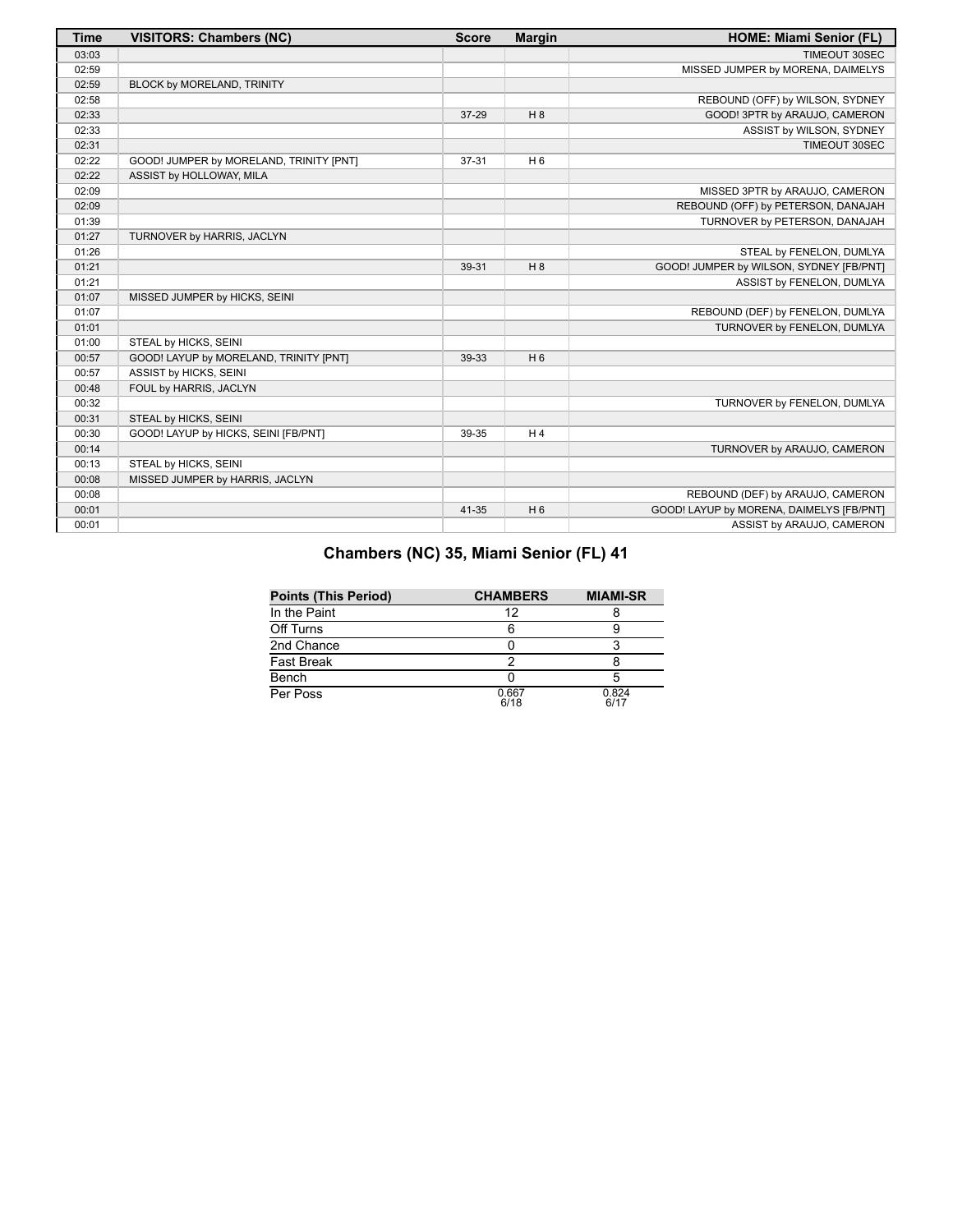| Time | VISITORS: Chambers (NC) | Score | Margin | HOME: Miami Senior (FL) |
| --- | --- | --- | --- | --- |
| 03:03 | | | | TIMEOUT 30SEC |
| 02:59 | | | | MISSED JUMPER by MORENA, DAIMELYS |
| 02:59 | BLOCK by MORELAND, TRINITY | | | |
| 02:58 | | | | REBOUND (OFF) by WILSON, SYDNEY |
| 02:33 | | 37-29 | H 8 | GOOD! 3PTR by ARAUJO, CAMERON |
| 02:33 | | | | ASSIST by WILSON, SYDNEY |
| 02:31 | | | | TIMEOUT 30SEC |
| 02:22 | GOOD! JUMPER by MORELAND, TRINITY [PNT] | 37-31 | H 6 | |
| 02:22 | ASSIST by HOLLOWAY, MILA | | | |
| 02:09 | | | | MISSED 3PTR by ARAUJO, CAMERON |
| 02:09 | | | | REBOUND (OFF) by PETERSON, DANAJAH |
| 01:39 | | | | TURNOVER by PETERSON, DANAJAH |
| 01:27 | TURNOVER by HARRIS, JACLYN | | | |
| 01:26 | | | | STEAL by FENELON, DUMLYA |
| 01:21 | | 39-31 | H 8 | GOOD! JUMPER by WILSON, SYDNEY [FB/PNT] |
| 01:21 | | | | ASSIST by FENELON, DUMLYA |
| 01:07 | MISSED JUMPER by HICKS, SEINI | | | |
| 01:07 | | | | REBOUND (DEF) by FENELON, DUMLYA |
| 01:01 | | | | TURNOVER by FENELON, DUMLYA |
| 01:00 | STEAL by HICKS, SEINI | | | |
| 00:57 | GOOD! LAYUP by MORELAND, TRINITY [PNT] | 39-33 | H 6 | |
| 00:57 | ASSIST by HICKS, SEINI | | | |
| 00:48 | FOUL by HARRIS, JACLYN | | | |
| 00:32 | | | | TURNOVER by FENELON, DUMLYA |
| 00:31 | STEAL by HICKS, SEINI | | | |
| 00:30 | GOOD! LAYUP by HICKS, SEINI [FB/PNT] | 39-35 | H 4 | |
| 00:14 | | | | TURNOVER by ARAUJO, CAMERON |
| 00:13 | STEAL by HICKS, SEINI | | | |
| 00:08 | MISSED JUMPER by HARRIS, JACLYN | | | |
| 00:08 | | | | REBOUND (DEF) by ARAUJO, CAMERON |
| 00:01 | | 41-35 | H 6 | GOOD! LAYUP by MORENA, DAIMELYS [FB/PNT] |
| 00:01 | | | | ASSIST by ARAUJO, CAMERON |

## Chambers (NC) 35, Miami Senior (FL) 41

| Points (This Period) | CHAMBERS | MIAMI-SR |
| --- | --- | --- |
| In the Paint | 12 | 8 |
| Off Turns | 6 | 9 |
| 2nd Chance | 0 | 3 |
| Fast Break | 2 | 8 |
| Bench | 0 | 5 |
| Per Poss | 0.667 6/18 | 0.824 6/17 |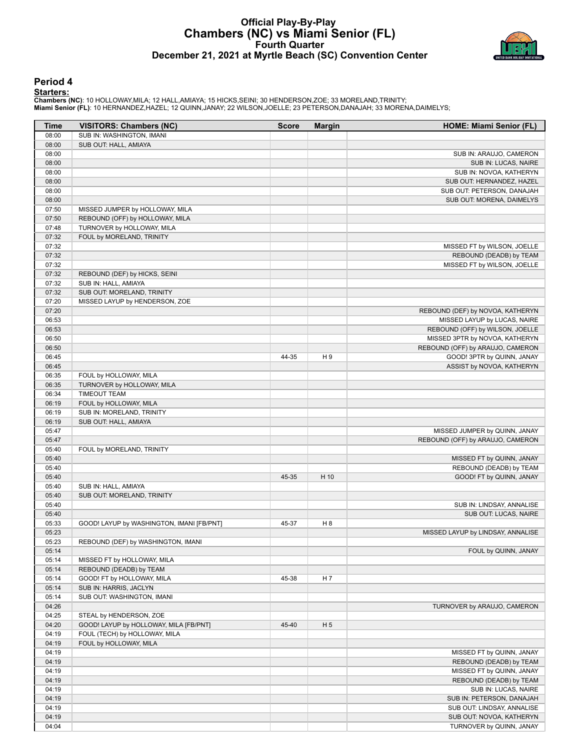# Official Play-By-Play
## Chambers (NC) vs Miami Senior (FL)
### Fourth Quarter
### December 21, 2021 at Myrtle Beach (SC) Convention Center

## Period 4

**Starters:**

**Chambers (NC)**: 10 HOLLOWAY,MILA; 12 HALL,AMIAYA; 15 HICKS,SEINI; 30 HENDERSON,ZOE; 33 MORELAND,TRINITY;
**Miami Senior (FL)**: 10 HERNANDEZ,HAZEL; 12 QUINN,JANAY; 22 WILSON,JOELLE; 23 PETERSON,DANAJAH; 33 MORENA,DAIMELYS;

| Time | VISITORS: Chambers (NC) | Score | Margin | HOME: Miami Senior (FL) |
|---|---|---|---|---|
| 08:00 | SUB IN: WASHINGTON, IMANI | | | |
| 08:00 | SUB OUT: HALL, AMIAYA | | | |
| 08:00 | | | | SUB IN: ARAUJO, CAMERON |
| 08:00 | | | | SUB IN: LUCAS, NAIRE |
| 08:00 | | | | SUB IN: NOVOA, KATHERYN |
| 08:00 | | | | SUB OUT: HERNANDEZ, HAZEL |
| 08:00 | | | | SUB OUT: PETERSON, DANAJAH |
| 08:00 | | | | SUB OUT: MORENA, DAIMELYS |
| 07:50 | MISSED JUMPER by HOLLOWAY, MILA | | | |
| 07:50 | REBOUND (OFF) by HOLLOWAY, MILA | | | |
| 07:48 | TURNOVER by HOLLOWAY, MILA | | | |
| 07:32 | FOUL by MORELAND, TRINITY | | | |
| 07:32 | | | | MISSED FT by WILSON, JOELLE |
| 07:32 | | | | REBOUND (DEADB) by TEAM |
| 07:32 | | | | MISSED FT by WILSON, JOELLE |
| 07:32 | REBOUND (DEF) by HICKS, SEINI | | | |
| 07:32 | SUB IN: HALL, AMIAYA | | | |
| 07:32 | SUB OUT: MORELAND, TRINITY | | | |
| 07:20 | MISSED LAYUP by HENDERSON, ZOE | | | |
| 07:20 | | | | REBOUND (DEF) by NOVOA, KATHERYN |
| 06:53 | | | | MISSED LAYUP by LUCAS, NAIRE |
| 06:53 | | | | REBOUND (OFF) by WILSON, JOELLE |
| 06:50 | | | | MISSED 3PTR by NOVOA, KATHERYN |
| 06:50 | | | | REBOUND (OFF) by ARAUJO, CAMERON |
| 06:45 | | 44-35 | H 9 | GOOD! 3PTR by QUINN, JANAY |
| 06:45 | | | | ASSIST by NOVOA, KATHERYN |
| 06:35 | FOUL by HOLLOWAY, MILA | | | |
| 06:35 | TURNOVER by HOLLOWAY, MILA | | | |
| 06:34 | TIMEOUT TEAM | | | |
| 06:19 | FOUL by HOLLOWAY, MILA | | | |
| 06:19 | SUB IN: MORELAND, TRINITY | | | |
| 06:19 | SUB OUT: HALL, AMIAYA | | | |
| 05:47 | | | | MISSED JUMPER by QUINN, JANAY |
| 05:47 | | | | REBOUND (OFF) by ARAUJO, CAMERON |
| 05:40 | FOUL by MORELAND, TRINITY | | | |
| 05:40 | | | | MISSED FT by QUINN, JANAY |
| 05:40 | | | | REBOUND (DEADB) by TEAM |
| 05:40 | | 45-35 | H 10 | GOOD! FT by QUINN, JANAY |
| 05:40 | SUB IN: HALL, AMIAYA | | | |
| 05:40 | SUB OUT: MORELAND, TRINITY | | | |
| 05:40 | | | | SUB IN: LINDSAY, ANNALISE |
| 05:40 | | | | SUB OUT: LUCAS, NAIRE |
| 05:33 | GOOD! LAYUP by WASHINGTON, IMANI [FB/PNT] | 45-37 | H 8 | |
| 05:23 | | | | MISSED LAYUP by LINDSAY, ANNALISE |
| 05:23 | REBOUND (DEF) by WASHINGTON, IMANI | | | |
| 05:14 | | | | FOUL by QUINN, JANAY |
| 05:14 | MISSED FT by HOLLOWAY, MILA | | | |
| 05:14 | REBOUND (DEADB) by TEAM | | | |
| 05:14 | GOOD! FT by HOLLOWAY, MILA | 45-38 | H 7 | |
| 05:14 | SUB IN: HARRIS, JACLYN | | | |
| 05:14 | SUB OUT: WASHINGTON, IMANI | | | |
| 04:26 | | | | TURNOVER by ARAUJO, CAMERON |
| 04:25 | STEAL by HENDERSON, ZOE | | | |
| 04:20 | GOOD! LAYUP by HOLLOWAY, MILA [FB/PNT] | 45-40 | H 5 | |
| 04:19 | FOUL (TECH) by HOLLOWAY, MILA | | | |
| 04:19 | FOUL by HOLLOWAY, MILA | | | |
| 04:19 | | | | MISSED FT by QUINN, JANAY |
| 04:19 | | | | REBOUND (DEADB) by TEAM |
| 04:19 | | | | MISSED FT by QUINN, JANAY |
| 04:19 | | | | REBOUND (DEADB) by TEAM |
| 04:19 | | | | SUB IN: LUCAS, NAIRE |
| 04:19 | | | | SUB IN: PETERSON, DANAJAH |
| 04:19 | | | | SUB OUT: LINDSAY, ANNALISE |
| 04:19 | | | | SUB OUT: NOVOA, KATHERYN |
| 04:04 | | | | TURNOVER by QUINN, JANAY |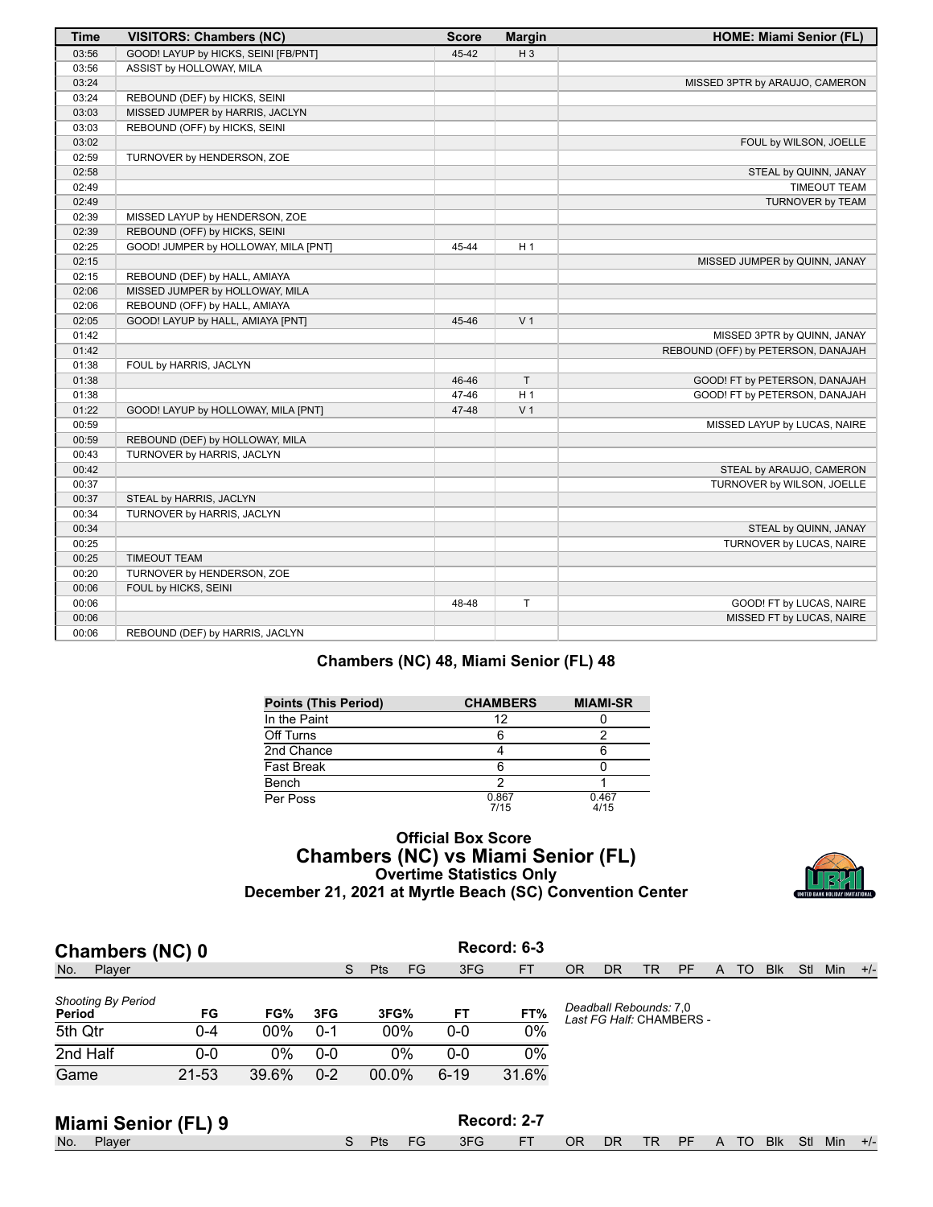| Time | VISITORS: Chambers (NC) | Score | Margin | HOME: Miami Senior (FL) |
|---|---|---|---|---|
| 03:56 | GOOD! LAYUP by HICKS, SEINI [FB/PNT] | 45-42 | H 3 | |
| 03:56 | ASSIST by HOLLOWAY, MILA | | | |
| 03:24 | | | | MISSED 3PTR by ARAUJO, CAMERON |
| 03:24 | REBOUND (DEF) by HICKS, SEINI | | | |
| 03:03 | MISSED JUMPER by HARRIS, JACLYN | | | |
| 03:03 | REBOUND (OFF) by HICKS, SEINI | | | |
| 03:02 | | | | FOUL by WILSON, JOELLE |
| 02:59 | TURNOVER by HENDERSON, ZOE | | | |
| 02:58 | | | | STEAL by QUINN, JANAY |
| 02:49 | | | | TIMEOUT TEAM |
| 02:49 | | | | TURNOVER by TEAM |
| 02:39 | MISSED LAYUP by HENDERSON, ZOE | | | |
| 02:39 | REBOUND (OFF) by HICKS, SEINI | | | |
| 02:25 | GOOD! JUMPER by HOLLOWAY, MILA [PNT] | 45-44 | H 1 | |
| 02:15 | | | | MISSED JUMPER by QUINN, JANAY |
| 02:15 | REBOUND (DEF) by HALL, AMIAYA | | | |
| 02:06 | MISSED JUMPER by HOLLOWAY, MILA | | | |
| 02:06 | REBOUND (OFF) by HALL, AMIAYA | | | |
| 02:05 | GOOD! LAYUP by HALL, AMIAYA [PNT] | 45-46 | V 1 | |
| 01:42 | | | | MISSED 3PTR by QUINN, JANAY |
| 01:42 | | | | REBOUND (OFF) by PETERSON, DANAJAH |
| 01:38 | FOUL by HARRIS, JACLYN | | | |
| 01:38 | | 46-46 | T | GOOD! FT by PETERSON, DANAJAH |
| 01:38 | | 47-46 | H 1 | GOOD! FT by PETERSON, DANAJAH |
| 01:22 | GOOD! LAYUP by HOLLOWAY, MILA [PNT] | 47-48 | V 1 | |
| 00:59 | | | | MISSED LAYUP by LUCAS, NAIRE |
| 00:59 | REBOUND (DEF) by HOLLOWAY, MILA | | | |
| 00:43 | TURNOVER by HARRIS, JACLYN | | | |
| 00:42 | | | | STEAL by ARAUJO, CAMERON |
| 00:37 | | | | TURNOVER by WILSON, JOELLE |
| 00:37 | STEAL by HARRIS, JACLYN | | | |
| 00:34 | TURNOVER by HARRIS, JACLYN | | | |
| 00:34 | | | | STEAL by QUINN, JANAY |
| 00:25 | | | | TURNOVER by LUCAS, NAIRE |
| 00:25 | TIMEOUT TEAM | | | |
| 00:20 | TURNOVER by HENDERSON, ZOE | | | |
| 00:06 | FOUL by HICKS, SEINI | | | |
| 00:06 | | 48-48 | T | GOOD! FT by LUCAS, NAIRE |
| 00:06 | | | | MISSED FT by LUCAS, NAIRE |
| 00:06 | REBOUND (DEF) by HARRIS, JACLYN | | | |

**Chambers (NC) 48, Miami Senior (FL) 48**

| Points (This Period) | CHAMBERS | MIAMI-SR |
|---|---|---|
| In the Paint | 12 | 0 |
| Off Turns | 6 | 2 |
| 2nd Chance | 4 | 6 |
| Fast Break | 6 | 0 |
| Bench | 2 | 1 |
| Per Poss | 0.867 7/15 | 0.467 4/15 |

## Official Box Score
## Chambers (NC) vs Miami Senior (FL)
### Overtime Statistics Only
### December 21, 2021 at Myrtle Beach (SC) Convention Center

**Chambers (NC) 0** — Record: 6-3

| No. | Player | S | Pts | FG | 3FG | FT | OR | DR | TR | PF | A | TO | Blk | Stl | Min | +/- |
|---|---|---|---|---|---|---|---|---|---|---|---|---|---|---|---|---|

*Shooting By Period*

| Period | FG | FG% | 3FG | 3FG% | FT | FT% |
|---|---|---|---|---|---|---|
| 5th Qtr | 0-4 | 00% | 0-1 | 00% | 0-0 | 0% |
| 2nd Half | 0-0 | 0% | 0-0 | 0% | 0-0 | 0% |
| Game | 21-53 | 39.6% | 0-2 | 00.0% | 6-19 | 31.6% |

*Deadball Rebounds:* 7,0
*Last FG Half:* CHAMBERS -

**Miami Senior (FL) 9** — Record: 2-7

| No. | Player | S | Pts | FG | 3FG | FT | OR | DR | TR | PF | A | TO | Blk | Stl | Min | +/- |
|---|---|---|---|---|---|---|---|---|---|---|---|---|---|---|---|---|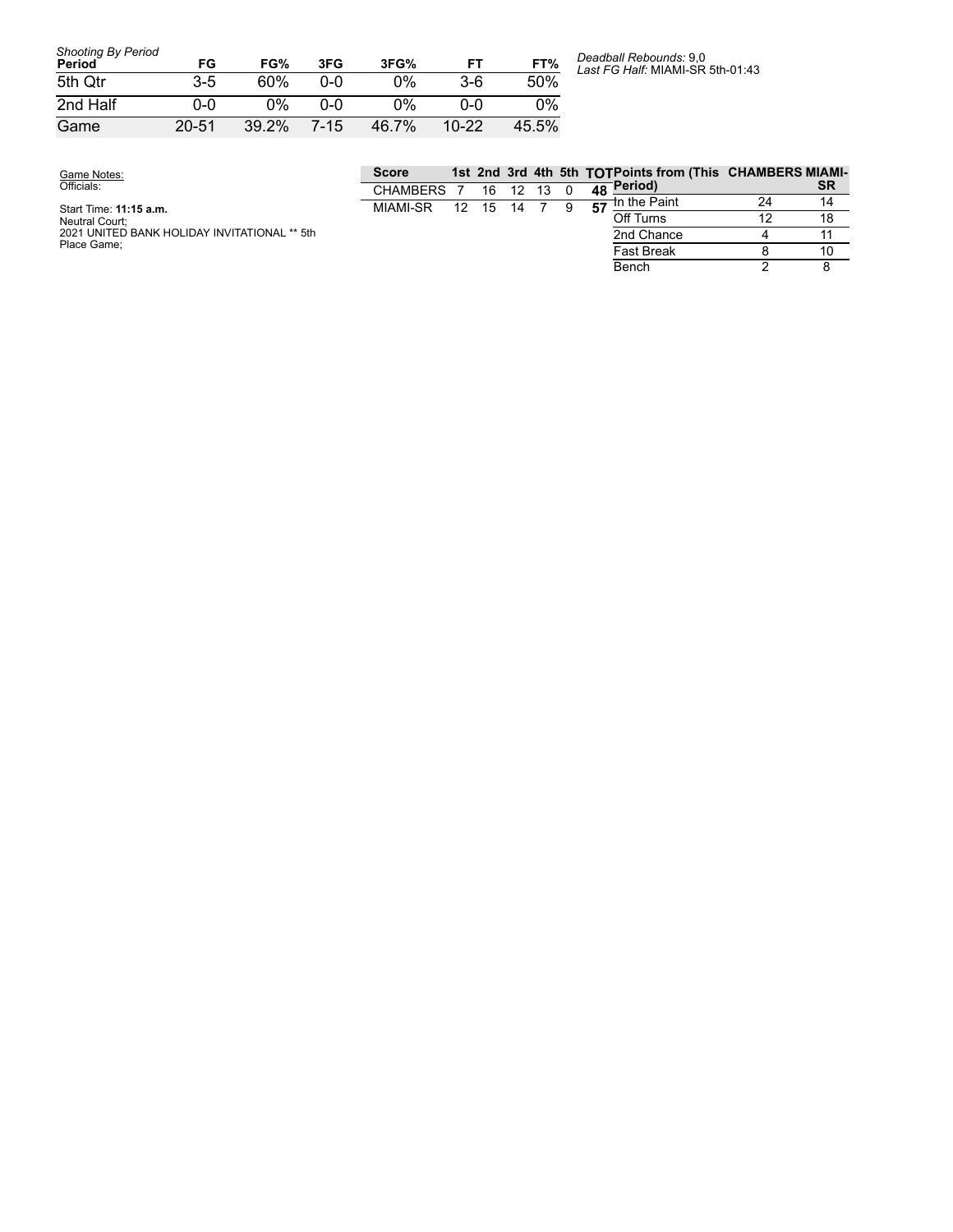*Shooting By Period*

| Period | FG | FG% | 3FG | 3FG% | FT | FT% |
|---|---|---|---|---|---|---|
| 5th Qtr | 3-5 | 60% | 0-0 | 0% | 3-6 | 50% |
| 2nd Half | 0-0 | 0% | 0-0 | 0% | 0-0 | 0% |
| Game | 20-51 | 39.2% | 7-15 | 46.7% | 10-22 | 45.5% |

*Deadball Rebounds:* 9,0
*Last FG Half:* MIAMI-SR 5th-01:43

Game Notes:
Officials:

Start Time: **11:15 a.m.**
Neutral Court;
2021 UNITED BANK HOLIDAY INVITATIONAL ** 5th Place Game;

| Score | 1st | 2nd | 3rd | 4th | 5th | TOT |
|---|---|---|---|---|---|---|
| CHAMBERS | 7 | 16 | 12 | 13 | 0 | **48** |
| MIAMI-SR | 12 | 15 | 14 | 7 | 9 | **57** |

| Points from (This Period) | CHAMBERS | MIAMI-SR |
|---|---|---|
| In the Paint | 24 | 14 |
| Off Turns | 12 | 18 |
| 2nd Chance | 4 | 11 |
| Fast Break | 8 | 10 |
| Bench | 2 | 8 |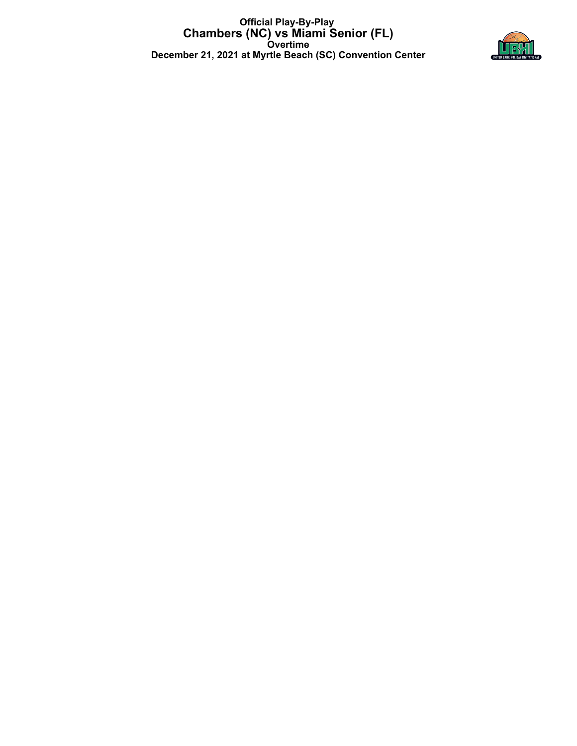**Official Play-By-Play**

**Chambers (NC) vs Miami Senior (FL)**

**Overtime**

**December 21, 2021 at Myrtle Beach (SC) Convention Center**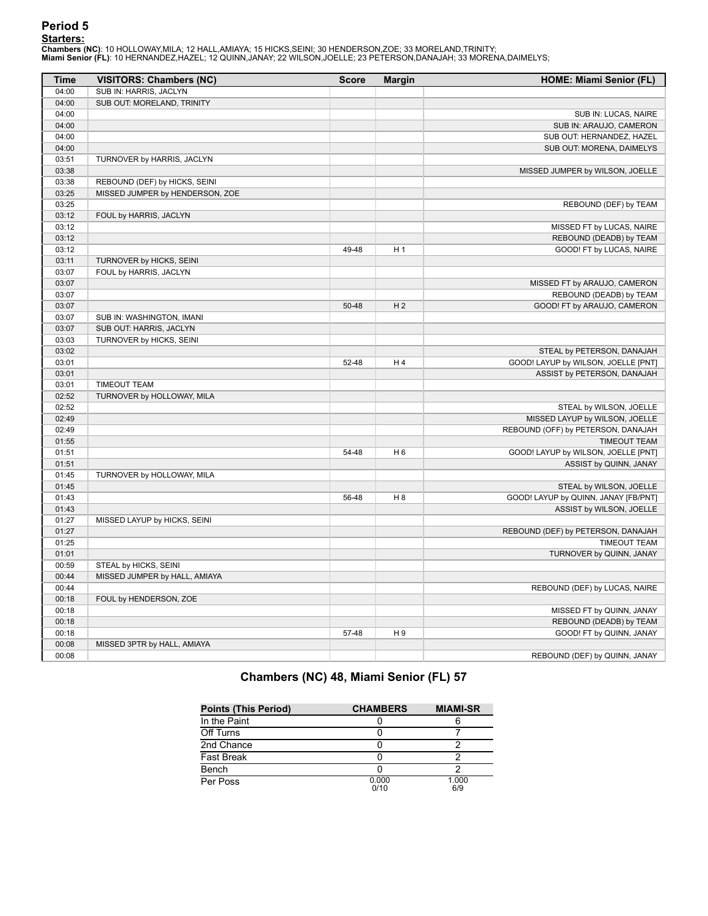## Period 5

**Starters:**

**Chambers (NC)**: 10 HOLLOWAY,MILA; 12 HALL,AMIAYA; 15 HICKS,SEINI; 30 HENDERSON,ZOE; 33 MORELAND,TRINITY;
**Miami Senior (FL)**: 10 HERNANDEZ,HAZEL; 12 QUINN,JANAY; 22 WILSON,JOELLE; 23 PETERSON,DANAJAH; 33 MORENA,DAIMELYS;

| Time | VISITORS: Chambers (NC) | Score | Margin | HOME: Miami Senior (FL) |
|---|---|---|---|---|
| 04:00 | SUB IN: HARRIS, JACLYN | | | |
| 04:00 | SUB OUT: MORELAND, TRINITY | | | |
| 04:00 | | | | SUB IN: LUCAS, NAIRE |
| 04:00 | | | | SUB IN: ARAUJO, CAMERON |
| 04:00 | | | | SUB OUT: HERNANDEZ, HAZEL |
| 04:00 | | | | SUB OUT: MORENA, DAIMELYS |
| 03:51 | TURNOVER by HARRIS, JACLYN | | | |
| 03:38 | | | | MISSED JUMPER by WILSON, JOELLE |
| 03:38 | REBOUND (DEF) by HICKS, SEINI | | | |
| 03:25 | MISSED JUMPER by HENDERSON, ZOE | | | |
| 03:25 | | | | REBOUND (DEF) by TEAM |
| 03:12 | FOUL by HARRIS, JACLYN | | | |
| 03:12 | | | | MISSED FT by LUCAS, NAIRE |
| 03:12 | | | | REBOUND (DEADB) by TEAM |
| 03:12 | | 49-48 | H 1 | GOOD! FT by LUCAS, NAIRE |
| 03:11 | TURNOVER by HICKS, SEINI | | | |
| 03:07 | FOUL by HARRIS, JACLYN | | | |
| 03:07 | | | | MISSED FT by ARAUJO, CAMERON |
| 03:07 | | | | REBOUND (DEADB) by TEAM |
| 03:07 | | 50-48 | H 2 | GOOD! FT by ARAUJO, CAMERON |
| 03:07 | SUB IN: WASHINGTON, IMANI | | | |
| 03:07 | SUB OUT: HARRIS, JACLYN | | | |
| 03:03 | TURNOVER by HICKS, SEINI | | | |
| 03:02 | | | | STEAL by PETERSON, DANAJAH |
| 03:01 | | 52-48 | H 4 | GOOD! LAYUP by WILSON, JOELLE [PNT] |
| 03:01 | | | | ASSIST by PETERSON, DANAJAH |
| 03:01 | TIMEOUT TEAM | | | |
| 02:52 | TURNOVER by HOLLOWAY, MILA | | | |
| 02:52 | | | | STEAL by WILSON, JOELLE |
| 02:49 | | | | MISSED LAYUP by WILSON, JOELLE |
| 02:49 | | | | REBOUND (OFF) by PETERSON, DANAJAH |
| 01:55 | | | | TIMEOUT TEAM |
| 01:51 | | 54-48 | H 6 | GOOD! LAYUP by WILSON, JOELLE [PNT] |
| 01:51 | | | | ASSIST by QUINN, JANAY |
| 01:45 | TURNOVER by HOLLOWAY, MILA | | | |
| 01:45 | | | | STEAL by WILSON, JOELLE |
| 01:43 | | 56-48 | H 8 | GOOD! LAYUP by QUINN, JANAY [FB/PNT] |
| 01:43 | | | | ASSIST by WILSON, JOELLE |
| 01:27 | MISSED LAYUP by HICKS, SEINI | | | |
| 01:27 | | | | REBOUND (DEF) by PETERSON, DANAJAH |
| 01:25 | | | | TIMEOUT TEAM |
| 01:01 | | | | TURNOVER by QUINN, JANAY |
| 00:59 | STEAL by HICKS, SEINI | | | |
| 00:44 | MISSED JUMPER by HALL, AMIAYA | | | |
| 00:44 | | | | REBOUND (DEF) by LUCAS, NAIRE |
| 00:18 | FOUL by HENDERSON, ZOE | | | |
| 00:18 | | | | MISSED FT by QUINN, JANAY |
| 00:18 | | | | REBOUND (DEADB) by TEAM |
| 00:18 | | 57-48 | H 9 | GOOD! FT by QUINN, JANAY |
| 00:08 | MISSED 3PTR by HALL, AMIAYA | | | |
| 00:08 | | | | REBOUND (DEF) by QUINN, JANAY |

## Chambers (NC) 48, Miami Senior (FL) 57

| Points (This Period) | CHAMBERS | MIAMI-SR |
|---|---|---|
| In the Paint | 0 | 6 |
| Off Turns | 0 | 7 |
| 2nd Chance | 0 | 2 |
| Fast Break | 0 | 2 |
| Bench | 0 | 2 |
| Per Poss | 0.000 0/10 | 1.000 6/9 |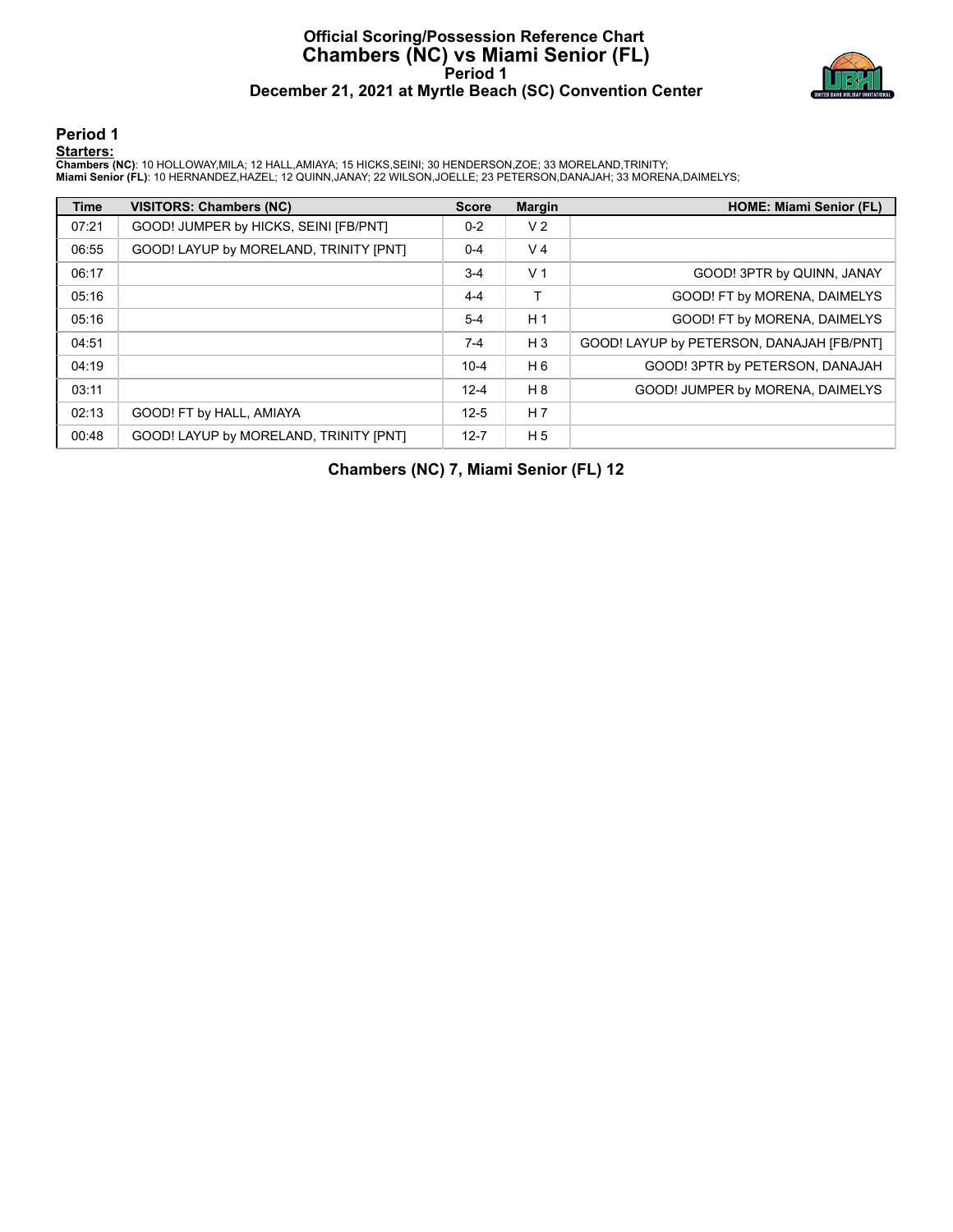# Official Scoring/Possession Reference Chart
# Chambers (NC) vs Miami Senior (FL)
## Period 1
## December 21, 2021 at Myrtle Beach (SC) Convention Center

### Period 1

**Starters:**

**Chambers (NC)**: 10 HOLLOWAY,MILA; 12 HALL,AMIAYA; 15 HICKS,SEINI; 30 HENDERSON,ZOE; 33 MORELAND,TRINITY;
**Miami Senior (FL)**: 10 HERNANDEZ,HAZEL; 12 QUINN,JANAY; 22 WILSON,JOELLE; 23 PETERSON,DANAJAH; 33 MORENA,DAIMELYS;

| Time | VISITORS: Chambers (NC) | Score | Margin | HOME: Miami Senior (FL) |
|---|---|---|---|---|
| 07:21 | GOOD! JUMPER by HICKS, SEINI [FB/PNT] | 0-2 | V 2 | |
| 06:55 | GOOD! LAYUP by MORELAND, TRINITY [PNT] | 0-4 | V 4 | |
| 06:17 | | 3-4 | V 1 | GOOD! 3PTR by QUINN, JANAY |
| 05:16 | | 4-4 | T | GOOD! FT by MORENA, DAIMELYS |
| 05:16 | | 5-4 | H 1 | GOOD! FT by MORENA, DAIMELYS |
| 04:51 | | 7-4 | H 3 | GOOD! LAYUP by PETERSON, DANAJAH [FB/PNT] |
| 04:19 | | 10-4 | H 6 | GOOD! 3PTR by PETERSON, DANAJAH |
| 03:11 | | 12-4 | H 8 | GOOD! JUMPER by MORENA, DAIMELYS |
| 02:13 | GOOD! FT by HALL, AMIAYA | 12-5 | H 7 | |
| 00:48 | GOOD! LAYUP by MORELAND, TRINITY [PNT] | 12-7 | H 5 | |

**Chambers (NC) 7, Miami Senior (FL) 12**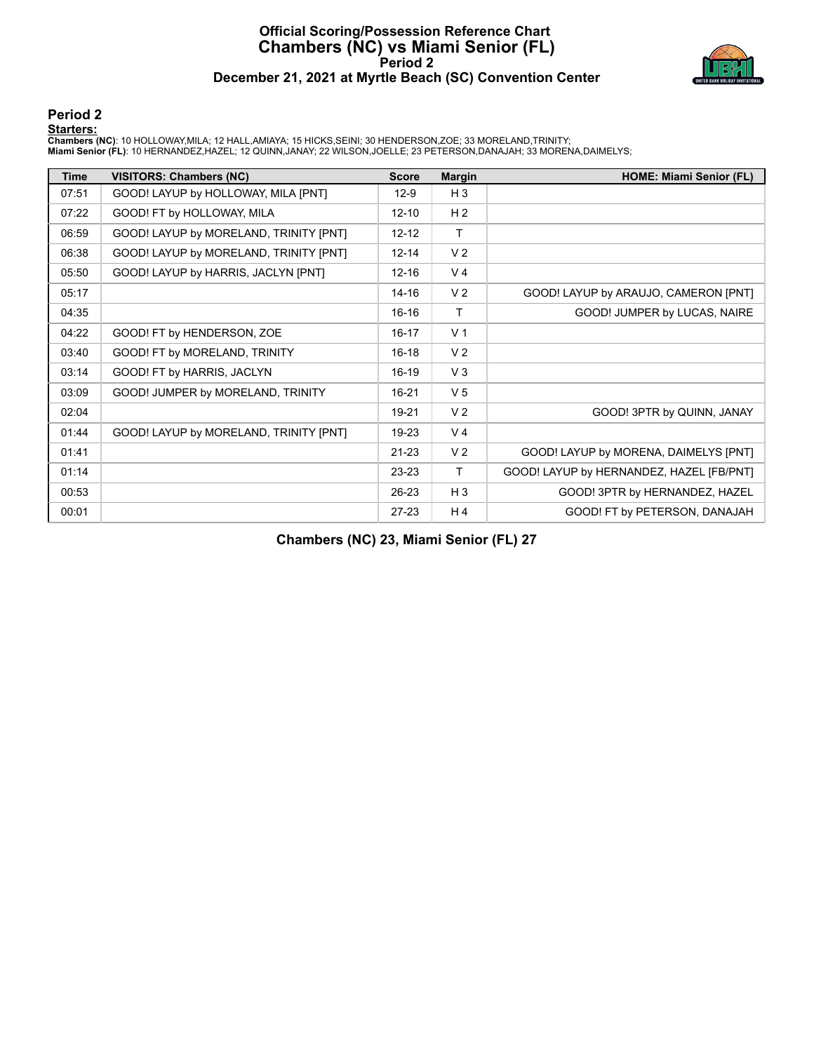# Official Scoring/Possession Reference Chart
# Chambers (NC) vs Miami Senior (FL)
## Period 2
## December 21, 2021 at Myrtle Beach (SC) Convention Center

### Period 2

**Starters:**

**Chambers (NC)**: 10 HOLLOWAY,MILA; 12 HALL,AMIAYA; 15 HICKS,SEINI; 30 HENDERSON,ZOE; 33 MORELAND,TRINITY;
**Miami Senior (FL)**: 10 HERNANDEZ,HAZEL; 12 QUINN,JANAY; 22 WILSON,JOELLE; 23 PETERSON,DANAJAH; 33 MORENA,DAIMELYS;

| Time | VISITORS: Chambers (NC) | Score | Margin | HOME: Miami Senior (FL) |
|---|---|---|---|---|
| 07:51 | GOOD! LAYUP by HOLLOWAY, MILA [PNT] | 12-9 | H 3 | |
| 07:22 | GOOD! FT by HOLLOWAY, MILA | 12-10 | H 2 | |
| 06:59 | GOOD! LAYUP by MORELAND, TRINITY [PNT] | 12-12 | T | |
| 06:38 | GOOD! LAYUP by MORELAND, TRINITY [PNT] | 12-14 | V 2 | |
| 05:50 | GOOD! LAYUP by HARRIS, JACLYN [PNT] | 12-16 | V 4 | |
| 05:17 | | 14-16 | V 2 | GOOD! LAYUP by ARAUJO, CAMERON [PNT] |
| 04:35 | | 16-16 | T | GOOD! JUMPER by LUCAS, NAIRE |
| 04:22 | GOOD! FT by HENDERSON, ZOE | 16-17 | V 1 | |
| 03:40 | GOOD! FT by MORELAND, TRINITY | 16-18 | V 2 | |
| 03:14 | GOOD! FT by HARRIS, JACLYN | 16-19 | V 3 | |
| 03:09 | GOOD! JUMPER by MORELAND, TRINITY | 16-21 | V 5 | |
| 02:04 | | 19-21 | V 2 | GOOD! 3PTR by QUINN, JANAY |
| 01:44 | GOOD! LAYUP by MORELAND, TRINITY [PNT] | 19-23 | V 4 | |
| 01:41 | | 21-23 | V 2 | GOOD! LAYUP by MORENA, DAIMELYS [PNT] |
| 01:14 | | 23-23 | T | GOOD! LAYUP by HERNANDEZ, HAZEL [FB/PNT] |
| 00:53 | | 26-23 | H 3 | GOOD! 3PTR by HERNANDEZ, HAZEL |
| 00:01 | | 27-23 | H 4 | GOOD! FT by PETERSON, DANAJAH |

**Chambers (NC) 23, Miami Senior (FL) 27**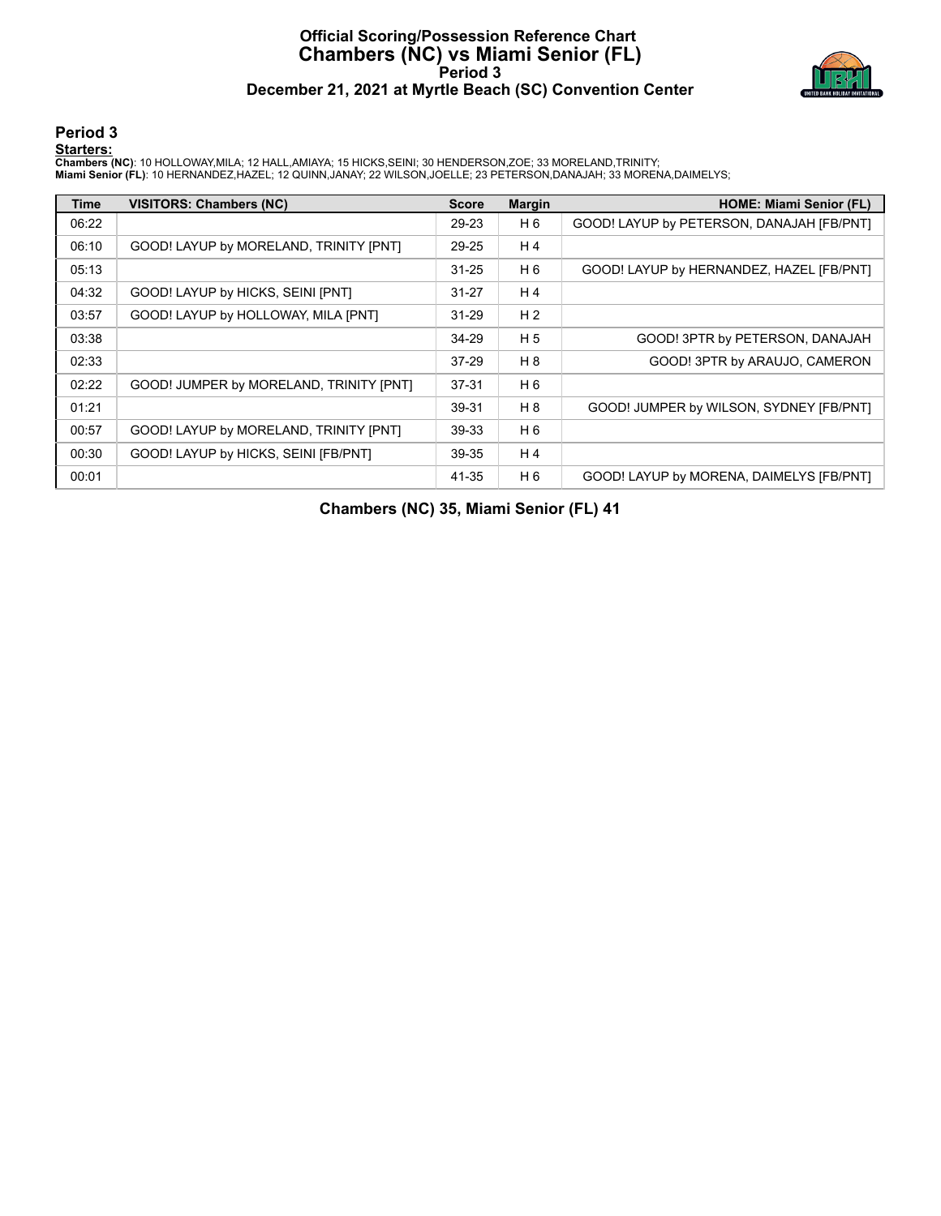# Official Scoring/Possession Reference Chart
# Chambers (NC) vs Miami Senior (FL)
## Period 3
## December 21, 2021 at Myrtle Beach (SC) Convention Center

### Period 3

**Starters:**

**Chambers (NC)**: 10 HOLLOWAY,MILA; 12 HALL,AMIAYA; 15 HICKS,SEINI; 30 HENDERSON,ZOE; 33 MORELAND,TRINITY;
**Miami Senior (FL)**: 10 HERNANDEZ,HAZEL; 12 QUINN,JANAY; 22 WILSON,JOELLE; 23 PETERSON,DANAJAH; 33 MORENA,DAIMELYS;

| Time | VISITORS: Chambers (NC) | Score | Margin | HOME: Miami Senior (FL) |
|---|---|---|---|---|
| 06:22 | | 29-23 | H 6 | GOOD! LAYUP by PETERSON, DANAJAH [FB/PNT] |
| 06:10 | GOOD! LAYUP by MORELAND, TRINITY [PNT] | 29-25 | H 4 | |
| 05:13 | | 31-25 | H 6 | GOOD! LAYUP by HERNANDEZ, HAZEL [FB/PNT] |
| 04:32 | GOOD! LAYUP by HICKS, SEINI [PNT] | 31-27 | H 4 | |
| 03:57 | GOOD! LAYUP by HOLLOWAY, MILA [PNT] | 31-29 | H 2 | |
| 03:38 | | 34-29 | H 5 | GOOD! 3PTR by PETERSON, DANAJAH |
| 02:33 | | 37-29 | H 8 | GOOD! 3PTR by ARAUJO, CAMERON |
| 02:22 | GOOD! JUMPER by MORELAND, TRINITY [PNT] | 37-31 | H 6 | |
| 01:21 | | 39-31 | H 8 | GOOD! JUMPER by WILSON, SYDNEY [FB/PNT] |
| 00:57 | GOOD! LAYUP by MORELAND, TRINITY [PNT] | 39-33 | H 6 | |
| 00:30 | GOOD! LAYUP by HICKS, SEINI [FB/PNT] | 39-35 | H 4 | |
| 00:01 | | 41-35 | H 6 | GOOD! LAYUP by MORENA, DAIMELYS [FB/PNT] |

**Chambers (NC) 35, Miami Senior (FL) 41**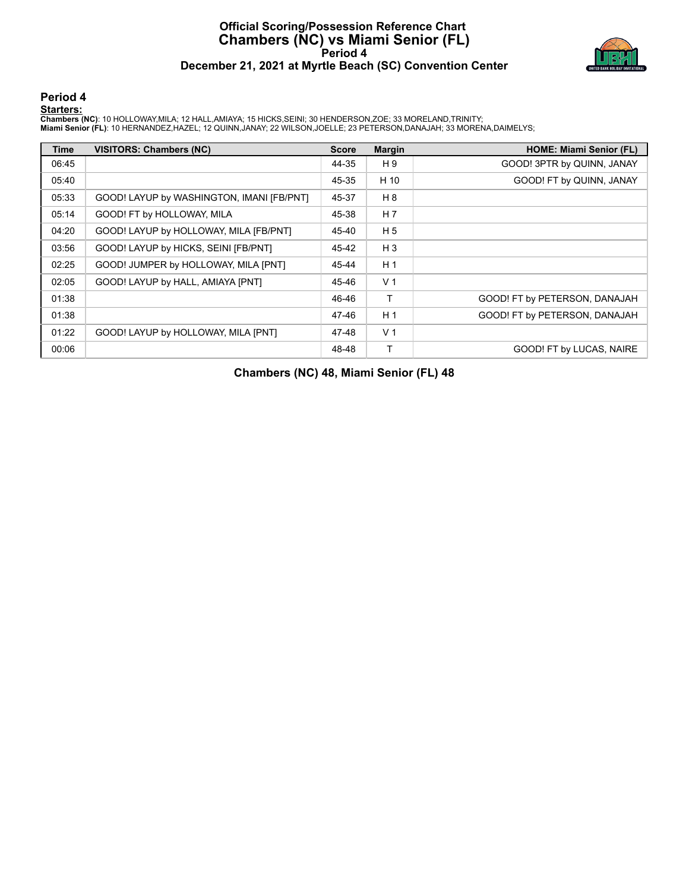# Official Scoring/Possession Reference Chart
# Chambers (NC) vs Miami Senior (FL)
## Period 4
## December 21, 2021 at Myrtle Beach (SC) Convention Center

### Period 4

**Starters:**

**Chambers (NC)**: 10 HOLLOWAY,MILA; 12 HALL,AMIAYA; 15 HICKS,SEINI; 30 HENDERSON,ZOE; 33 MORELAND,TRINITY;
**Miami Senior (FL)**: 10 HERNANDEZ,HAZEL; 12 QUINN,JANAY; 22 WILSON,JOELLE; 23 PETERSON,DANAJAH; 33 MORENA,DAIMELYS;

| Time | VISITORS: Chambers (NC) | Score | Margin | HOME: Miami Senior (FL) |
|---|---|---|---|---|
| 06:45 | | 44-35 | H 9 | GOOD! 3PTR by QUINN, JANAY |
| 05:40 | | 45-35 | H 10 | GOOD! FT by QUINN, JANAY |
| 05:33 | GOOD! LAYUP by WASHINGTON, IMANI [FB/PNT] | 45-37 | H 8 | |
| 05:14 | GOOD! FT by HOLLOWAY, MILA | 45-38 | H 7 | |
| 04:20 | GOOD! LAYUP by HOLLOWAY, MILA [FB/PNT] | 45-40 | H 5 | |
| 03:56 | GOOD! LAYUP by HICKS, SEINI [FB/PNT] | 45-42 | H 3 | |
| 02:25 | GOOD! JUMPER by HOLLOWAY, MILA [PNT] | 45-44 | H 1 | |
| 02:05 | GOOD! LAYUP by HALL, AMIAYA [PNT] | 45-46 | V 1 | |
| 01:38 | | 46-46 | T | GOOD! FT by PETERSON, DANAJAH |
| 01:38 | | 47-46 | H 1 | GOOD! FT by PETERSON, DANAJAH |
| 01:22 | GOOD! LAYUP by HOLLOWAY, MILA [PNT] | 47-48 | V 1 | |
| 00:06 | | 48-48 | T | GOOD! FT by LUCAS, NAIRE |

**Chambers (NC) 48, Miami Senior (FL) 48**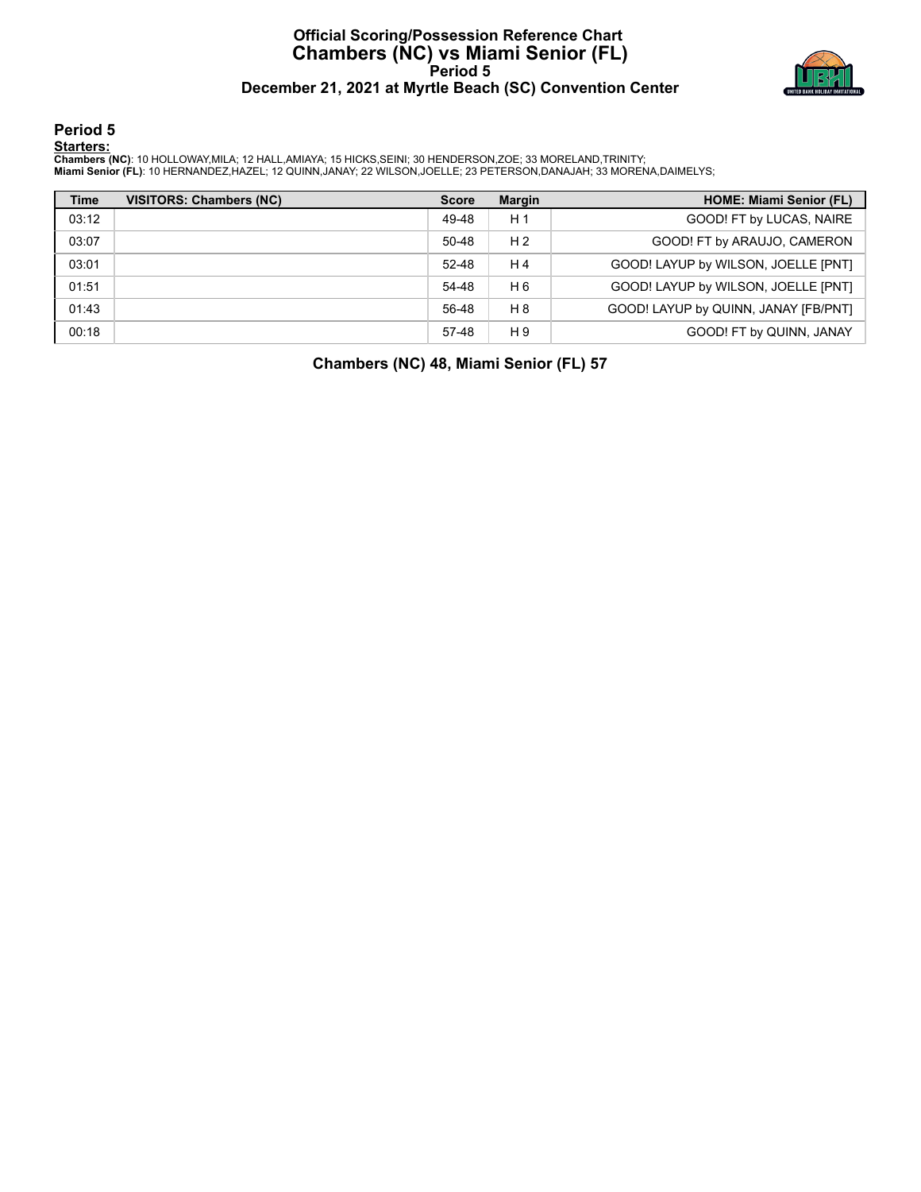# Official Scoring/Possession Reference Chart
## Chambers (NC) vs Miami Senior (FL)
### Period 5
### December 21, 2021 at Myrtle Beach (SC) Convention Center

## Period 5

**Starters:**

**Chambers (NC)**: 10 HOLLOWAY,MILA; 12 HALL,AMIAYA; 15 HICKS,SEINI; 30 HENDERSON,ZOE; 33 MORELAND,TRINITY;
**Miami Senior (FL)**: 10 HERNANDEZ,HAZEL; 12 QUINN,JANAY; 22 WILSON,JOELLE; 23 PETERSON,DANAJAH; 33 MORENA,DAIMELYS;

| Time | VISITORS: Chambers (NC) | Score | Margin | HOME: Miami Senior (FL) |
|---|---|---|---|---|
| 03:12 | | 49-48 | H 1 | GOOD! FT by LUCAS, NAIRE |
| 03:07 | | 50-48 | H 2 | GOOD! FT by ARAUJO, CAMERON |
| 03:01 | | 52-48 | H 4 | GOOD! LAYUP by WILSON, JOELLE [PNT] |
| 01:51 | | 54-48 | H 6 | GOOD! LAYUP by WILSON, JOELLE [PNT] |
| 01:43 | | 56-48 | H 8 | GOOD! LAYUP by QUINN, JANAY [FB/PNT] |
| 00:18 | | 57-48 | H 9 | GOOD! FT by QUINN, JANAY |

**Chambers (NC) 48, Miami Senior (FL) 57**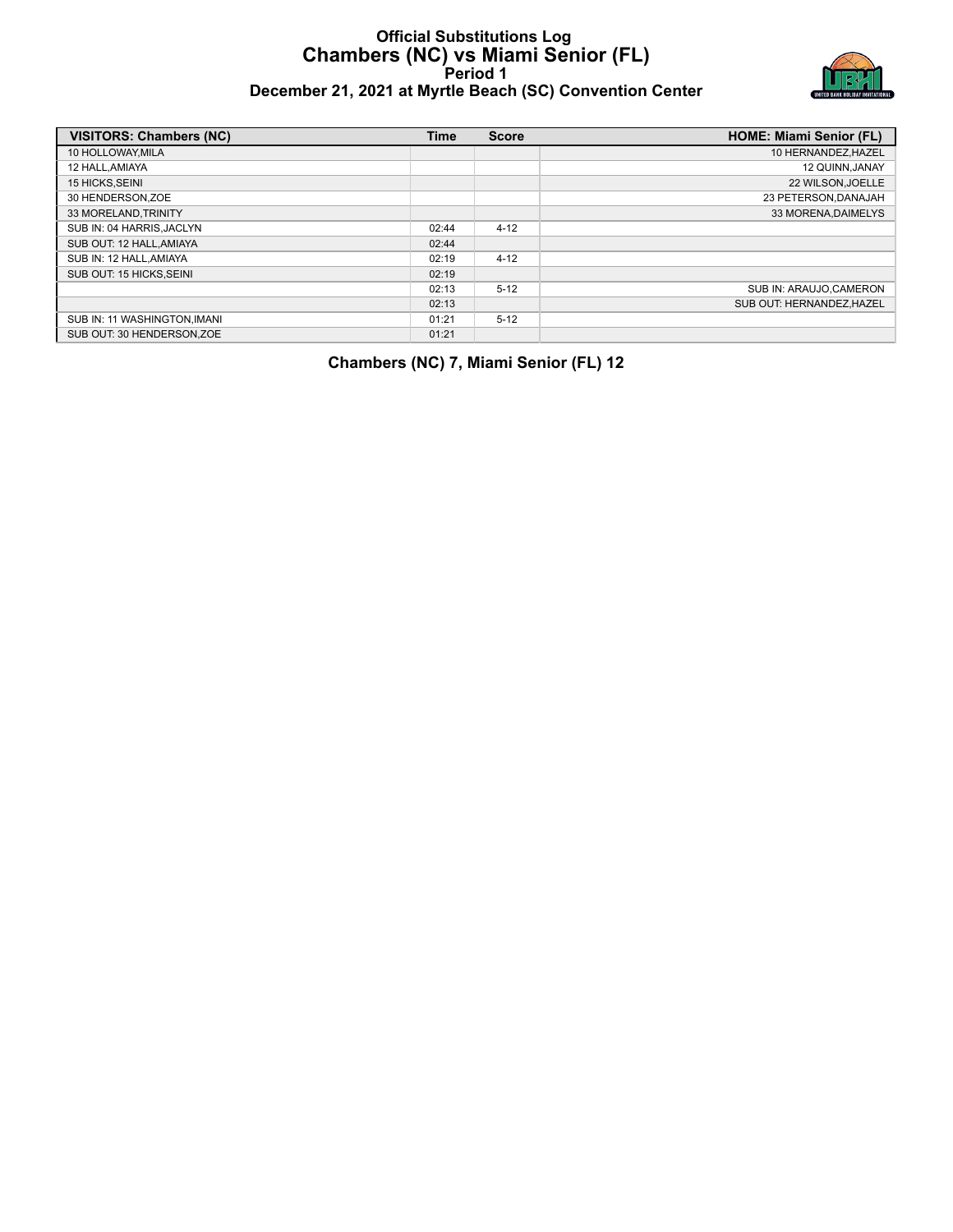# Official Substitutions Log
## Chambers (NC) vs Miami Senior (FL)
### Period 1
### December 21, 2021 at Myrtle Beach (SC) Convention Center

| VISITORS: Chambers (NC) | Time | Score | HOME: Miami Senior (FL) |
|---|---|---|---|
| 10 HOLLOWAY,MILA | | | 10 HERNANDEZ,HAZEL |
| 12 HALL,AMIAYA | | | 12 QUINN,JANAY |
| 15 HICKS,SEINI | | | 22 WILSON,JOELLE |
| 30 HENDERSON,ZOE | | | 23 PETERSON,DANAJAH |
| 33 MORELAND,TRINITY | | | 33 MORENA,DAIMELYS |
| SUB IN: 04 HARRIS,JACLYN | 02:44 | 4-12 | |
| SUB OUT: 12 HALL,AMIAYA | 02:44 | | |
| SUB IN: 12 HALL,AMIAYA | 02:19 | 4-12 | |
| SUB OUT: 15 HICKS,SEINI | 02:19 | | |
| | 02:13 | 5-12 | SUB IN: ARAUJO,CAMERON |
| | 02:13 | | SUB OUT: HERNANDEZ,HAZEL |
| SUB IN: 11 WASHINGTON,IMANI | 01:21 | 5-12 | |
| SUB OUT: 30 HENDERSON,ZOE | 01:21 | | |

**Chambers (NC) 7, Miami Senior (FL) 12**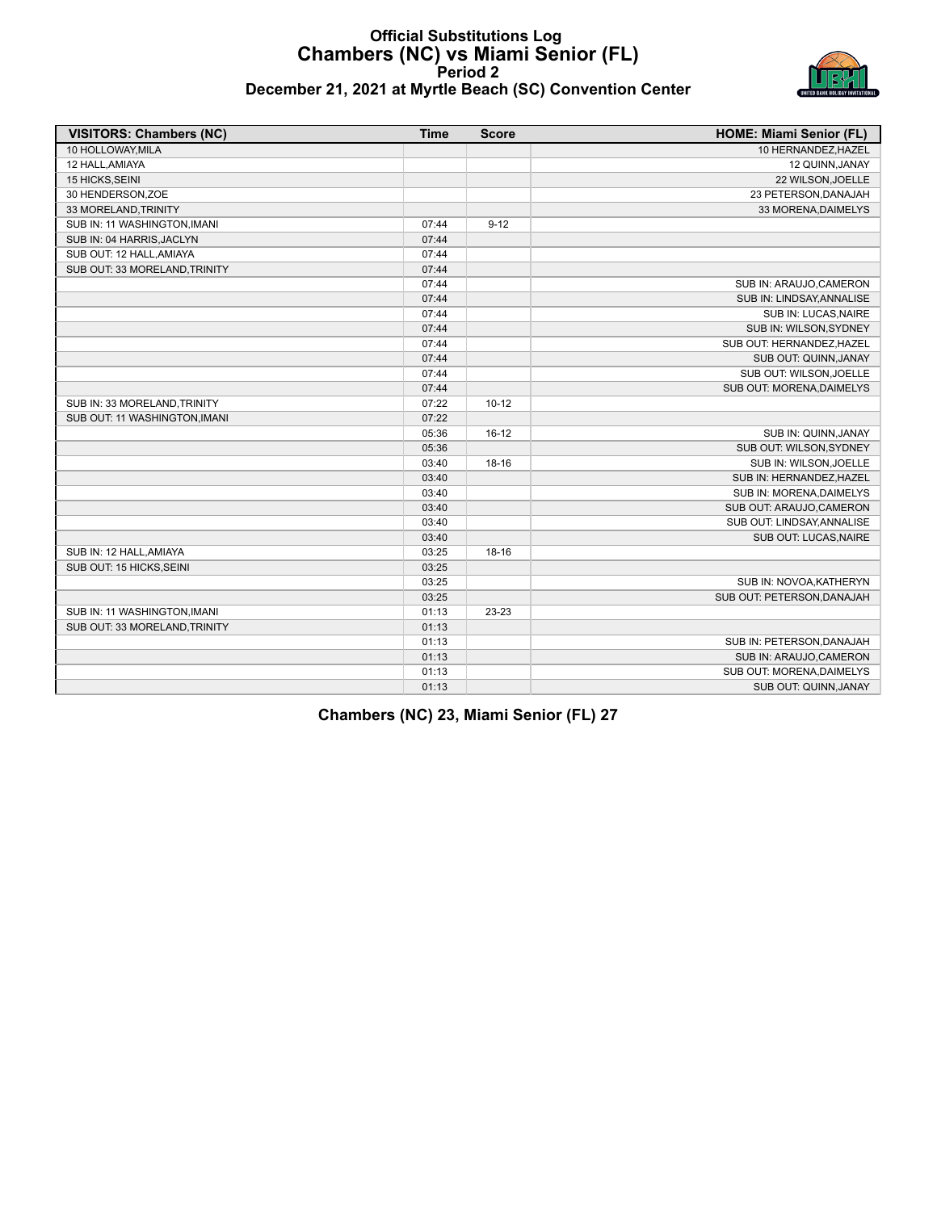# Official Substitutions Log
## Chambers (NC) vs Miami Senior (FL)
### Period 2
### December 21, 2021 at Myrtle Beach (SC) Convention Center

| VISITORS: Chambers (NC) | Time | Score | HOME: Miami Senior (FL) |
|---|---|---|---|
| 10 HOLLOWAY,MILA | | | 10 HERNANDEZ,HAZEL |
| 12 HALL,AMIAYA | | | 12 QUINN,JANAY |
| 15 HICKS,SEINI | | | 22 WILSON,JOELLE |
| 30 HENDERSON,ZOE | | | 23 PETERSON,DANAJAH |
| 33 MORELAND,TRINITY | | | 33 MORENA,DAIMELYS |
| SUB IN: 11 WASHINGTON,IMANI | 07:44 | 9-12 | |
| SUB IN: 04 HARRIS,JACLYN | 07:44 | | |
| SUB OUT: 12 HALL,AMIAYA | 07:44 | | |
| SUB OUT: 33 MORELAND,TRINITY | 07:44 | | |
| | 07:44 | | SUB IN: ARAUJO,CAMERON |
| | 07:44 | | SUB IN: LINDSAY,ANNALISE |
| | 07:44 | | SUB IN: LUCAS,NAIRE |
| | 07:44 | | SUB IN: WILSON,SYDNEY |
| | 07:44 | | SUB OUT: HERNANDEZ,HAZEL |
| | 07:44 | | SUB OUT: QUINN,JANAY |
| | 07:44 | | SUB OUT: WILSON,JOELLE |
| | 07:44 | | SUB OUT: MORENA,DAIMELYS |
| SUB IN: 33 MORELAND,TRINITY | 07:22 | 10-12 | |
| SUB OUT: 11 WASHINGTON,IMANI | 07:22 | | |
| | 05:36 | 16-12 | SUB IN: QUINN,JANAY |
| | 05:36 | | SUB OUT: WILSON,SYDNEY |
| | 03:40 | 18-16 | SUB IN: WILSON,JOELLE |
| | 03:40 | | SUB IN: HERNANDEZ,HAZEL |
| | 03:40 | | SUB IN: MORENA,DAIMELYS |
| | 03:40 | | SUB OUT: ARAUJO,CAMERON |
| | 03:40 | | SUB OUT: LINDSAY,ANNALISE |
| | 03:40 | | SUB OUT: LUCAS,NAIRE |
| SUB IN: 12 HALL,AMIAYA | 03:25 | 18-16 | |
| SUB OUT: 15 HICKS,SEINI | 03:25 | | |
| | 03:25 | | SUB IN: NOVOA,KATHERYN |
| | 03:25 | | SUB OUT: PETERSON,DANAJAH |
| SUB IN: 11 WASHINGTON,IMANI | 01:13 | 23-23 | |
| SUB OUT: 33 MORELAND,TRINITY | 01:13 | | |
| | 01:13 | | SUB IN: PETERSON,DANAJAH |
| | 01:13 | | SUB IN: ARAUJO,CAMERON |
| | 01:13 | | SUB OUT: MORENA,DAIMELYS |
| | 01:13 | | SUB OUT: QUINN,JANAY |

**Chambers (NC) 23, Miami Senior (FL) 27**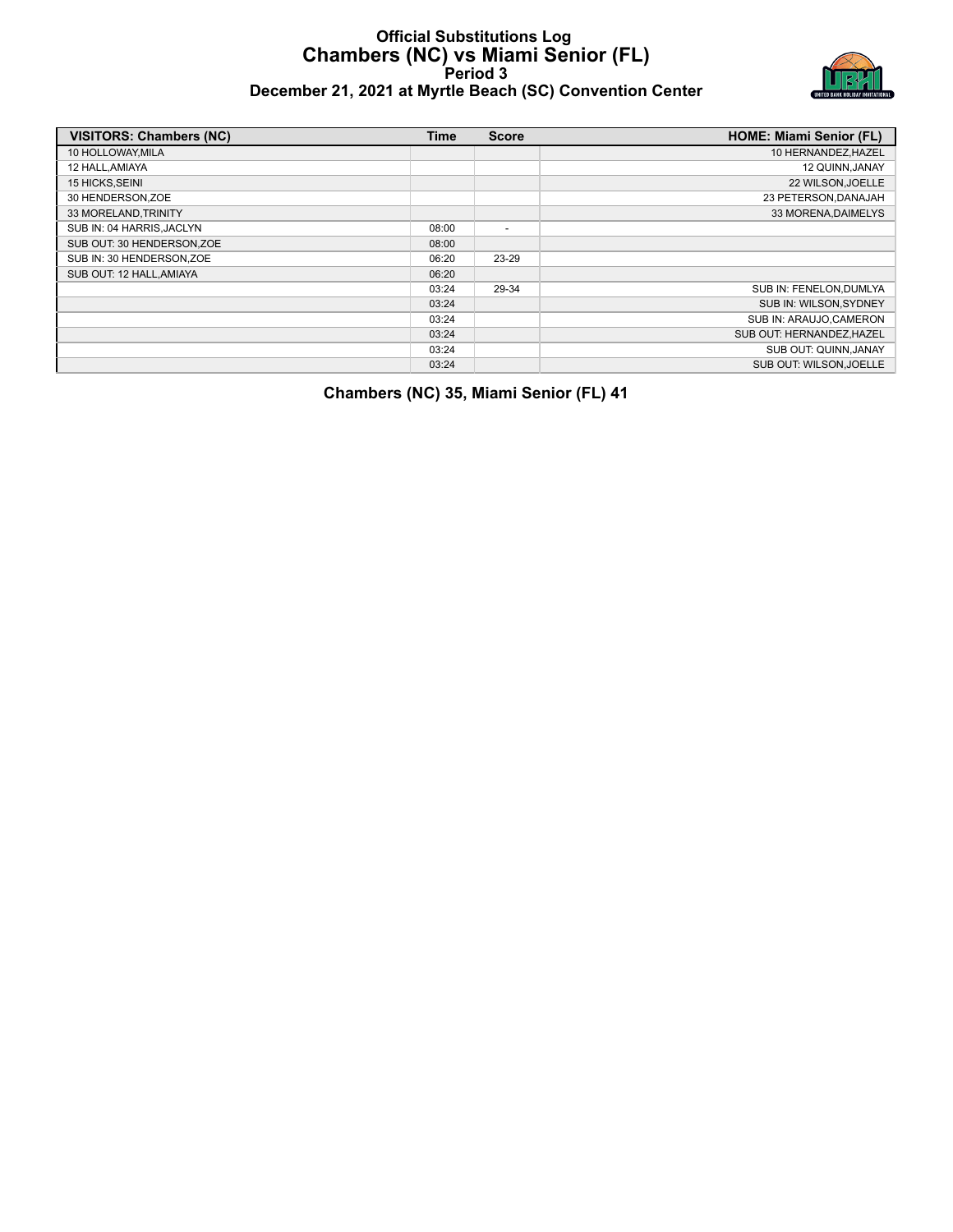# Official Substitutions Log
## Chambers (NC) vs Miami Senior (FL)
### Period 3
### December 21, 2021 at Myrtle Beach (SC) Convention Center

| VISITORS: Chambers (NC) | Time | Score | HOME: Miami Senior (FL) |
|---|---|---|---|
| 10 HOLLOWAY,MILA | | | 10 HERNANDEZ,HAZEL |
| 12 HALL,AMIAYA | | | 12 QUINN,JANAY |
| 15 HICKS,SEINI | | | 22 WILSON,JOELLE |
| 30 HENDERSON,ZOE | | | 23 PETERSON,DANAJAH |
| 33 MORELAND,TRINITY | | | 33 MORENA,DAIMELYS |
| SUB IN: 04 HARRIS,JACLYN | 08:00 | - | |
| SUB OUT: 30 HENDERSON,ZOE | 08:00 | | |
| SUB IN: 30 HENDERSON,ZOE | 06:20 | 23-29 | |
| SUB OUT: 12 HALL,AMIAYA | 06:20 | | |
| | 03:24 | 29-34 | SUB IN: FENELON,DUMLYA |
| | 03:24 | | SUB IN: WILSON,SYDNEY |
| | 03:24 | | SUB IN: ARAUJO,CAMERON |
| | 03:24 | | SUB OUT: HERNANDEZ,HAZEL |
| | 03:24 | | SUB OUT: QUINN,JANAY |
| | 03:24 | | SUB OUT: WILSON,JOELLE |

**Chambers (NC) 35, Miami Senior (FL) 41**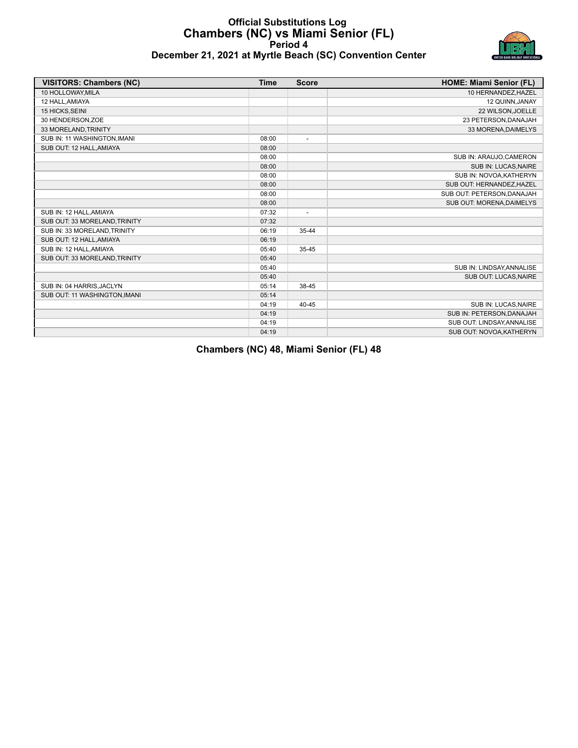# Official Substitutions Log
## Chambers (NC) vs Miami Senior (FL)
### Period 4
### December 21, 2021 at Myrtle Beach (SC) Convention Center

| VISITORS: Chambers (NC) | Time | Score | HOME: Miami Senior (FL) |
|---|---|---|---|
| 10 HOLLOWAY,MILA | | | 10 HERNANDEZ,HAZEL |
| 12 HALL,AMIAYA | | | 12 QUINN,JANAY |
| 15 HICKS,SEINI | | | 22 WILSON,JOELLE |
| 30 HENDERSON,ZOE | | | 23 PETERSON,DANAJAH |
| 33 MORELAND,TRINITY | | | 33 MORENA,DAIMELYS |
| SUB IN: 11 WASHINGTON,IMANI | 08:00 | - | |
| SUB OUT: 12 HALL,AMIAYA | 08:00 | | |
| | 08:00 | | SUB IN: ARAUJO,CAMERON |
| | 08:00 | | SUB IN: LUCAS,NAIRE |
| | 08:00 | | SUB IN: NOVOA,KATHERYN |
| | 08:00 | | SUB OUT: HERNANDEZ,HAZEL |
| | 08:00 | | SUB OUT: PETERSON,DANAJAH |
| | 08:00 | | SUB OUT: MORENA,DAIMELYS |
| SUB IN: 12 HALL,AMIAYA | 07:32 | - | |
| SUB OUT: 33 MORELAND,TRINITY | 07:32 | | |
| SUB IN: 33 MORELAND,TRINITY | 06:19 | 35-44 | |
| SUB OUT: 12 HALL,AMIAYA | 06:19 | | |
| SUB IN: 12 HALL,AMIAYA | 05:40 | 35-45 | |
| SUB OUT: 33 MORELAND,TRINITY | 05:40 | | |
| | 05:40 | | SUB IN: LINDSAY,ANNALISE |
| | 05:40 | | SUB OUT: LUCAS,NAIRE |
| SUB IN: 04 HARRIS,JACLYN | 05:14 | 38-45 | |
| SUB OUT: 11 WASHINGTON,IMANI | 05:14 | | |
| | 04:19 | 40-45 | SUB IN: LUCAS,NAIRE |
| | 04:19 | | SUB IN: PETERSON,DANAJAH |
| | 04:19 | | SUB OUT: LINDSAY,ANNALISE |
| | 04:19 | | SUB OUT: NOVOA,KATHERYN |

**Chambers (NC) 48, Miami Senior (FL) 48**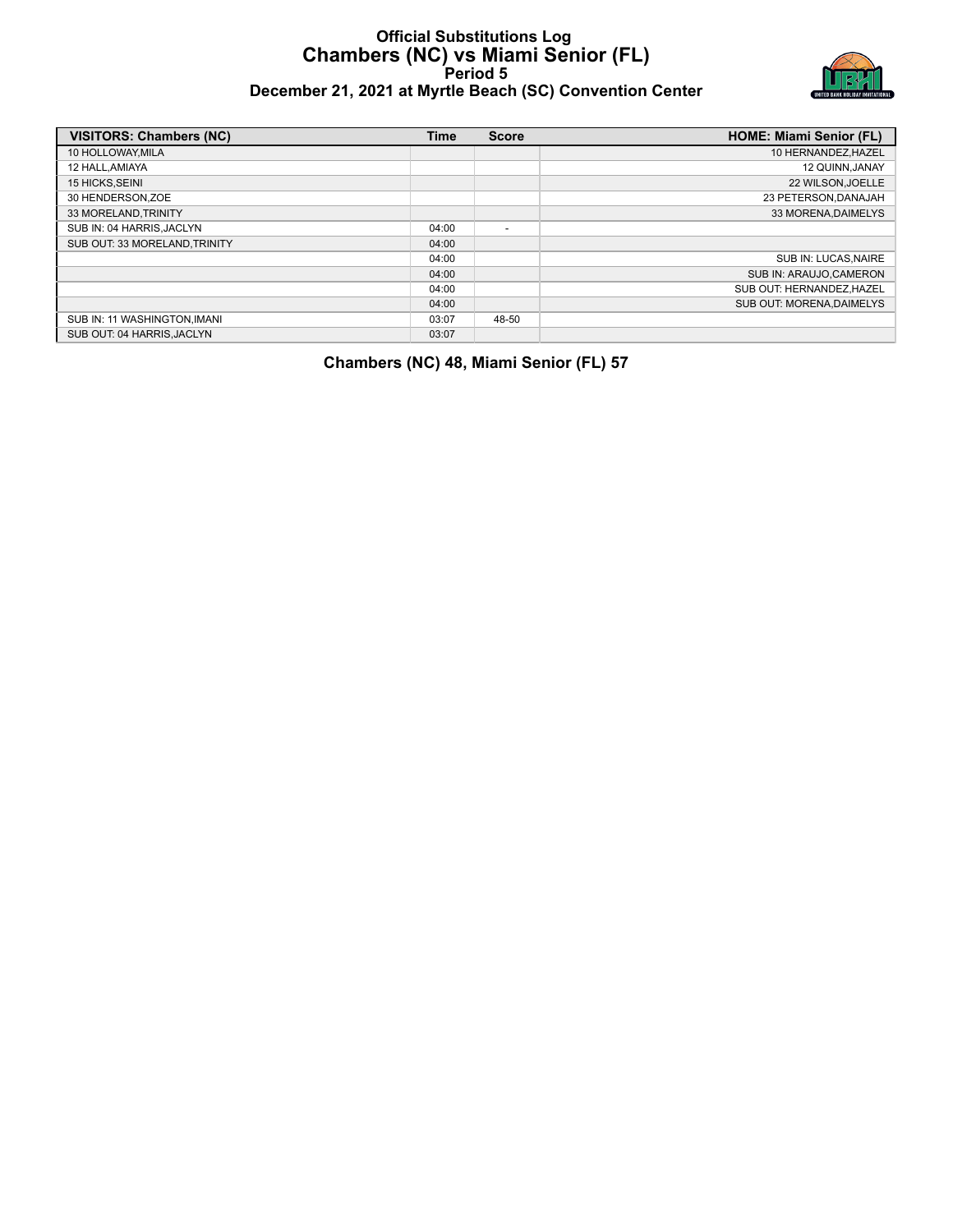# Official Substitutions Log
# Chambers (NC) vs Miami Senior (FL)
## Period 5
## December 21, 2021 at Myrtle Beach (SC) Convention Center

| VISITORS: Chambers (NC) | Time | Score | HOME: Miami Senior (FL) |
|---|---|---|---|
| 10 HOLLOWAY,MILA | | | 10 HERNANDEZ,HAZEL |
| 12 HALL,AMIAYA | | | 12 QUINN,JANAY |
| 15 HICKS,SEINI | | | 22 WILSON,JOELLE |
| 30 HENDERSON,ZOE | | | 23 PETERSON,DANAJAH |
| 33 MORELAND,TRINITY | | | 33 MORENA,DAIMELYS |
| SUB IN: 04 HARRIS,JACLYN | 04:00 | - | |
| SUB OUT: 33 MORELAND,TRINITY | 04:00 | | |
| | 04:00 | | SUB IN: LUCAS,NAIRE |
| | 04:00 | | SUB IN: ARAUJO,CAMERON |
| | 04:00 | | SUB OUT: HERNANDEZ,HAZEL |
| | 04:00 | | SUB OUT: MORENA,DAIMELYS |
| SUB IN: 11 WASHINGTON,IMANI | 03:07 | 48-50 | |
| SUB OUT: 04 HARRIS,JACLYN | 03:07 | | |

**Chambers (NC) 48, Miami Senior (FL) 57**